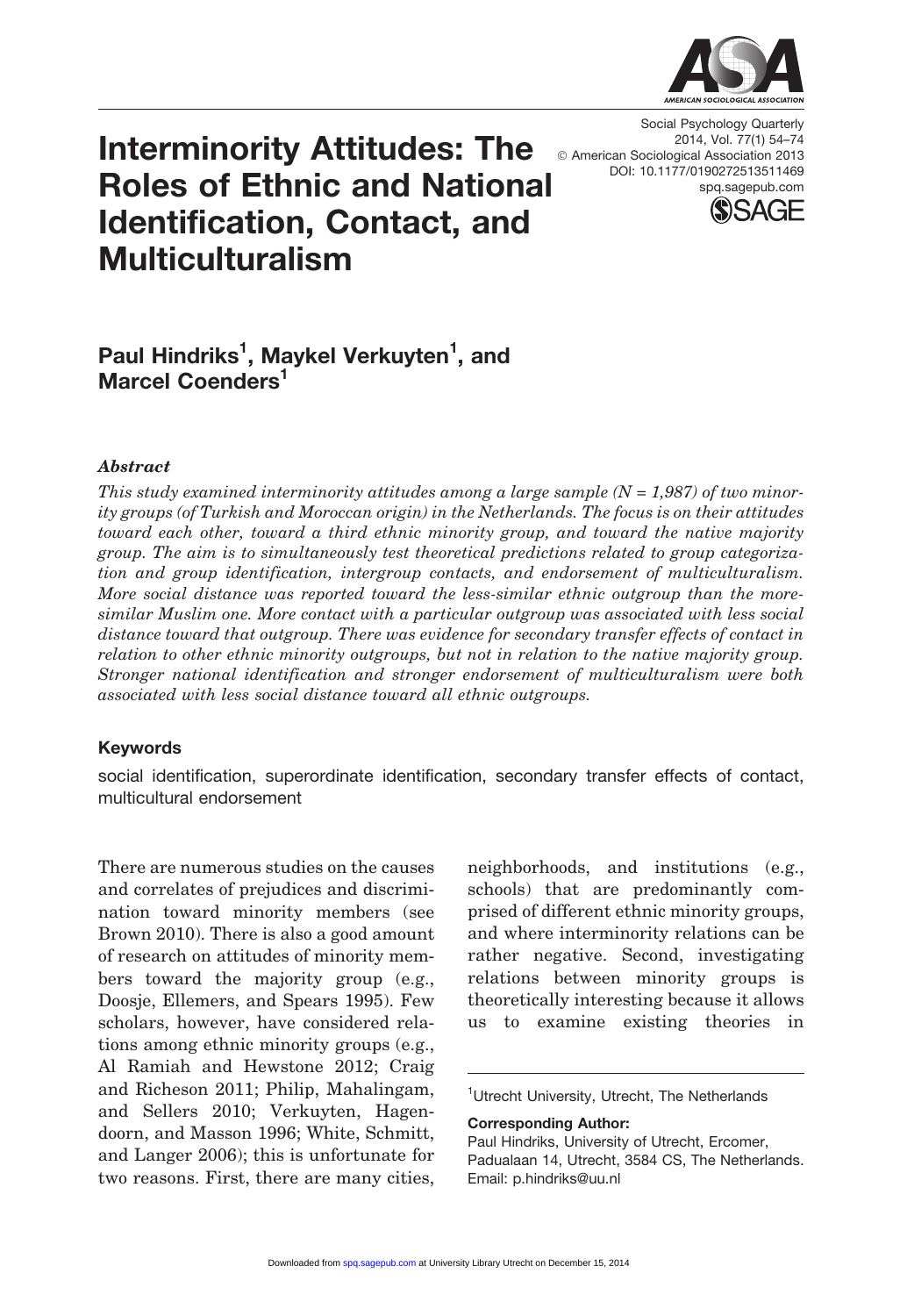# Interminority Attitudes: The Roles of Ethnic and National Identification, Contact, and Multiculturalism

Social Psychology Quarterly
2014, Vol. 77(1) 54–74
© American Sociological Association 2013
DOI: 10.1177/0190272513511469
spq.sagepub.com

**Paul Hindriks[1], Maykel Verkuyten[1], and Marcel Coenders[1]**

### *Abstract*

*This study examined interminority attitudes among a large sample (N = 1,987) of two minority groups (of Turkish and Moroccan origin) in the Netherlands. The focus is on their attitudes toward each other, toward a third ethnic minority group, and toward the native majority group. The aim is to simultaneously test theoretical predictions related to group categorization and group identification, intergroup contacts, and endorsement of multiculturalism. More social distance was reported toward the less-similar ethnic outgroup than the more-similar Muslim one. More contact with a particular outgroup was associated with less social distance toward that outgroup. There was evidence for secondary transfer effects of contact in relation to other ethnic minority outgroups, but not in relation to the native majority group. Stronger national identification and stronger endorsement of multiculturalism were both associated with less social distance toward all ethnic outgroups.*

### Keywords

social identification, superordinate identification, secondary transfer effects of contact, multicultural endorsement

There are numerous studies on the causes and correlates of prejudices and discrimination toward minority members (see Brown 2010). There is also a good amount of research on attitudes of minority members toward the majority group (e.g., Doosje, Ellemers, and Spears 1995). Few scholars, however, have considered relations among ethnic minority groups (e.g., Al Ramiah and Hewstone 2012; Craig and Richeson 2011; Philip, Mahalingam, and Sellers 2010; Verkuyten, Hagendoorn, and Masson 1996; White, Schmitt, and Langer 2006); this is unfortunate for two reasons. First, there are many cities, neighborhoods, and institutions (e.g., schools) that are predominantly comprised of different ethnic minority groups, and where interminority relations can be rather negative. Second, investigating relations between minority groups is theoretically interesting because it allows us to examine existing theories in

[1]Utrecht University, Utrecht, The Netherlands

**Corresponding Author:**
Paul Hindriks, University of Utrecht, Ercomer, Padualaan 14, Utrecht, 3584 CS, The Netherlands.
Email: p.hindriks@uu.nl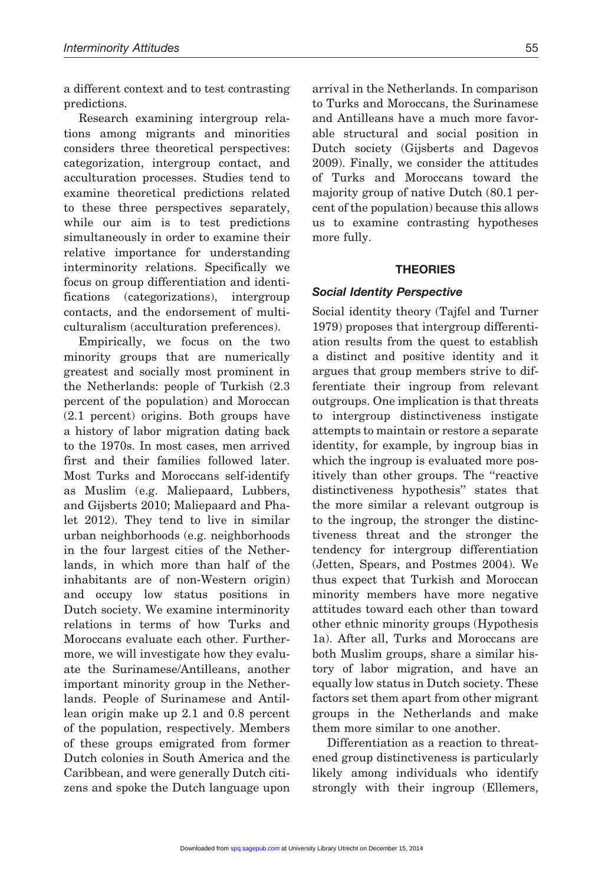a different context and to test contrasting predictions.

Research examining intergroup relations among migrants and minorities considers three theoretical perspectives: categorization, intergroup contact, and acculturation processes. Studies tend to examine theoretical predictions related to these three perspectives separately, while our aim is to test predictions simultaneously in order to examine their relative importance for understanding interminority relations. Specifically we focus on group differentiation and identifications (categorizations), intergroup contacts, and the endorsement of multiculturalism (acculturation preferences).

Empirically, we focus on the two minority groups that are numerically greatest and socially most prominent in the Netherlands: people of Turkish (2.3 percent of the population) and Moroccan (2.1 percent) origins. Both groups have a history of labor migration dating back to the 1970s. In most cases, men arrived first and their families followed later. Most Turks and Moroccans self-identify as Muslim (e.g. Maliepaard, Lubbers, and Gijsberts 2010; Maliepaard and Phalet 2012). They tend to live in similar urban neighborhoods (e.g. neighborhoods in the four largest cities of the Netherlands, in which more than half of the inhabitants are of non-Western origin) and occupy low status positions in Dutch society. We examine interminority relations in terms of how Turks and Moroccans evaluate each other. Furthermore, we will investigate how they evaluate the Surinamese/Antilleans, another important minority group in the Netherlands. People of Surinamese and Antillean origin make up 2.1 and 0.8 percent of the population, respectively. Members of these groups emigrated from former Dutch colonies in South America and the Caribbean, and were generally Dutch citizens and spoke the Dutch language upon arrival in the Netherlands. In comparison to Turks and Moroccans, the Surinamese and Antilleans have a much more favorable structural and social position in Dutch society (Gijsberts and Dagevos 2009). Finally, we consider the attitudes of Turks and Moroccans toward the majority group of native Dutch (80.1 percent of the population) because this allows us to examine contrasting hypotheses more fully.

## THEORIES

### *Social Identity Perspective*

Social identity theory (Tajfel and Turner 1979) proposes that intergroup differentiation results from the quest to establish a distinct and positive identity and it argues that group members strive to differentiate their ingroup from relevant outgroups. One implication is that threats to intergroup distinctiveness instigate attempts to maintain or restore a separate identity, for example, by ingroup bias in which the ingroup is evaluated more positively than other groups. The "reactive distinctiveness hypothesis" states that the more similar a relevant outgroup is to the ingroup, the stronger the distinctiveness threat and the stronger the tendency for intergroup differentiation (Jetten, Spears, and Postmes 2004). We thus expect that Turkish and Moroccan minority members have more negative attitudes toward each other than toward other ethnic minority groups (Hypothesis 1a). After all, Turks and Moroccans are both Muslim groups, share a similar history of labor migration, and have an equally low status in Dutch society. These factors set them apart from other migrant groups in the Netherlands and make them more similar to one another.

Differentiation as a reaction to threatened group distinctiveness is particularly likely among individuals who identify strongly with their ingroup (Ellemers,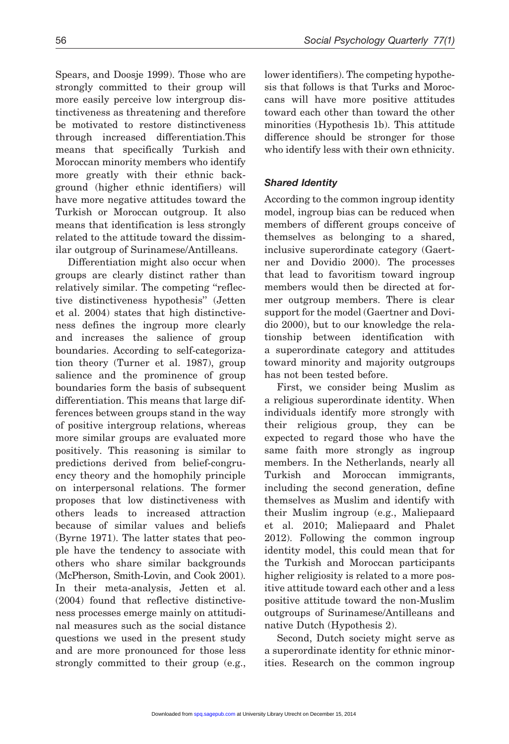Spears, and Doosje 1999). Those who are strongly committed to their group will more easily perceive low intergroup distinctiveness as threatening and therefore be motivated to restore distinctiveness through increased differentiation.This means that specifically Turkish and Moroccan minority members who identify more greatly with their ethnic background (higher ethnic identifiers) will have more negative attitudes toward the Turkish or Moroccan outgroup. It also means that identification is less strongly related to the attitude toward the dissimilar outgroup of Surinamese/Antilleans.

Differentiation might also occur when groups are clearly distinct rather than relatively similar. The competing "reflective distinctiveness hypothesis" (Jetten et al. 2004) states that high distinctiveness defines the ingroup more clearly and increases the salience of group boundaries. According to self-categorization theory (Turner et al. 1987), group salience and the prominence of group boundaries form the basis of subsequent differentiation. This means that large differences between groups stand in the way of positive intergroup relations, whereas more similar groups are evaluated more positively. This reasoning is similar to predictions derived from belief-congruency theory and the homophily principle on interpersonal relations. The former proposes that low distinctiveness with others leads to increased attraction because of similar values and beliefs (Byrne 1971). The latter states that people have the tendency to associate with others who share similar backgrounds (McPherson, Smith-Lovin, and Cook 2001). In their meta-analysis, Jetten et al. (2004) found that reflective distinctiveness processes emerge mainly on attitudinal measures such as the social distance questions we used in the present study and are more pronounced for those less strongly committed to their group (e.g., lower identifiers). The competing hypothesis that follows is that Turks and Moroccans will have more positive attitudes toward each other than toward the other minorities (Hypothesis 1b). This attitude difference should be stronger for those who identify less with their own ethnicity.

### *Shared Identity*

According to the common ingroup identity model, ingroup bias can be reduced when members of different groups conceive of themselves as belonging to a shared, inclusive superordinate category (Gaertner and Dovidio 2000). The processes that lead to favoritism toward ingroup members would then be directed at former outgroup members. There is clear support for the model (Gaertner and Dovidio 2000), but to our knowledge the relationship between identification with a superordinate category and attitudes toward minority and majority outgroups has not been tested before.

First, we consider being Muslim as a religious superordinate identity. When individuals identify more strongly with their religious group, they can be expected to regard those who have the same faith more strongly as ingroup members. In the Netherlands, nearly all Turkish and Moroccan immigrants, including the second generation, define themselves as Muslim and identify with their Muslim ingroup (e.g., Maliepaard et al. 2010; Maliepaard and Phalet 2012). Following the common ingroup identity model, this could mean that for the Turkish and Moroccan participants higher religiosity is related to a more positive attitude toward each other and a less positive attitude toward the non-Muslim outgroups of Surinamese/Antilleans and native Dutch (Hypothesis 2).

Second, Dutch society might serve as a superordinate identity for ethnic minorities. Research on the common ingroup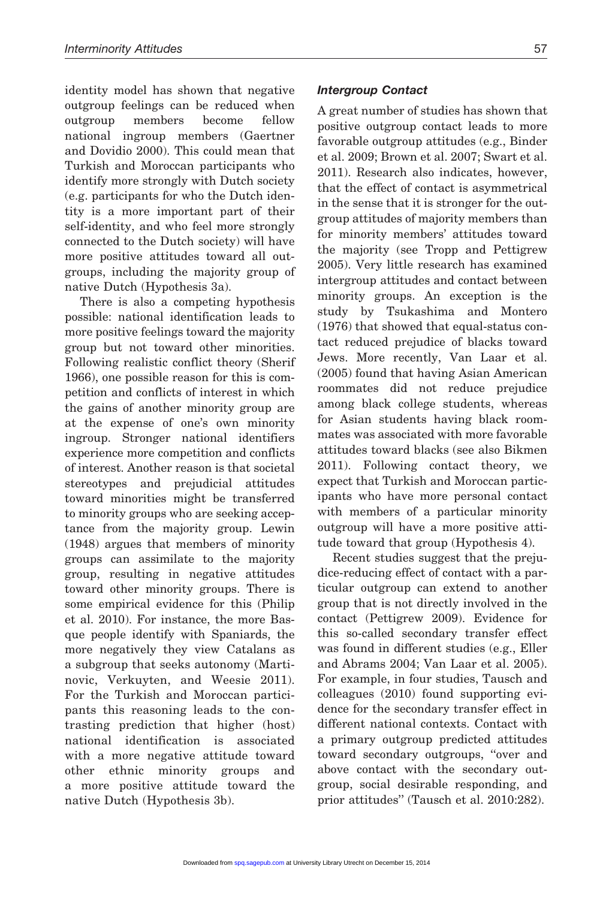identity model has shown that negative outgroup feelings can be reduced when outgroup members become fellow national ingroup members (Gaertner and Dovidio 2000). This could mean that Turkish and Moroccan participants who identify more strongly with Dutch society (e.g. participants for who the Dutch identity is a more important part of their self-identity, and who feel more strongly connected to the Dutch society) will have more positive attitudes toward all outgroups, including the majority group of native Dutch (Hypothesis 3a).

There is also a competing hypothesis possible: national identification leads to more positive feelings toward the majority group but not toward other minorities. Following realistic conflict theory (Sherif 1966), one possible reason for this is competition and conflicts of interest in which the gains of another minority group are at the expense of one's own minority ingroup. Stronger national identifiers experience more competition and conflicts of interest. Another reason is that societal stereotypes and prejudicial attitudes toward minorities might be transferred to minority groups who are seeking acceptance from the majority group. Lewin (1948) argues that members of minority groups can assimilate to the majority group, resulting in negative attitudes toward other minority groups. There is some empirical evidence for this (Philip et al. 2010). For instance, the more Basque people identify with Spaniards, the more negatively they view Catalans as a subgroup that seeks autonomy (Martinovic, Verkuyten, and Weesie 2011). For the Turkish and Moroccan participants this reasoning leads to the contrasting prediction that higher (host) national identification is associated with a more negative attitude toward other ethnic minority groups and a more positive attitude toward the native Dutch (Hypothesis 3b).

### *Intergroup Contact*

A great number of studies has shown that positive outgroup contact leads to more favorable outgroup attitudes (e.g., Binder et al. 2009; Brown et al. 2007; Swart et al. 2011). Research also indicates, however, that the effect of contact is asymmetrical in the sense that it is stronger for the outgroup attitudes of majority members than for minority members' attitudes toward the majority (see Tropp and Pettigrew 2005). Very little research has examined intergroup attitudes and contact between minority groups. An exception is the study by Tsukashima and Montero (1976) that showed that equal-status contact reduced prejudice of blacks toward Jews. More recently, Van Laar et al. (2005) found that having Asian American roommates did not reduce prejudice among black college students, whereas for Asian students having black roommates was associated with more favorable attitudes toward blacks (see also Bikmen 2011). Following contact theory, we expect that Turkish and Moroccan participants who have more personal contact with members of a particular minority outgroup will have a more positive attitude toward that group (Hypothesis 4).

Recent studies suggest that the prejudice-reducing effect of contact with a particular outgroup can extend to another group that is not directly involved in the contact (Pettigrew 2009). Evidence for this so-called secondary transfer effect was found in different studies (e.g., Eller and Abrams 2004; Van Laar et al. 2005). For example, in four studies, Tausch and colleagues (2010) found supporting evidence for the secondary transfer effect in different national contexts. Contact with a primary outgroup predicted attitudes toward secondary outgroups, "over and above contact with the secondary outgroup, social desirable responding, and prior attitudes" (Tausch et al. 2010:282).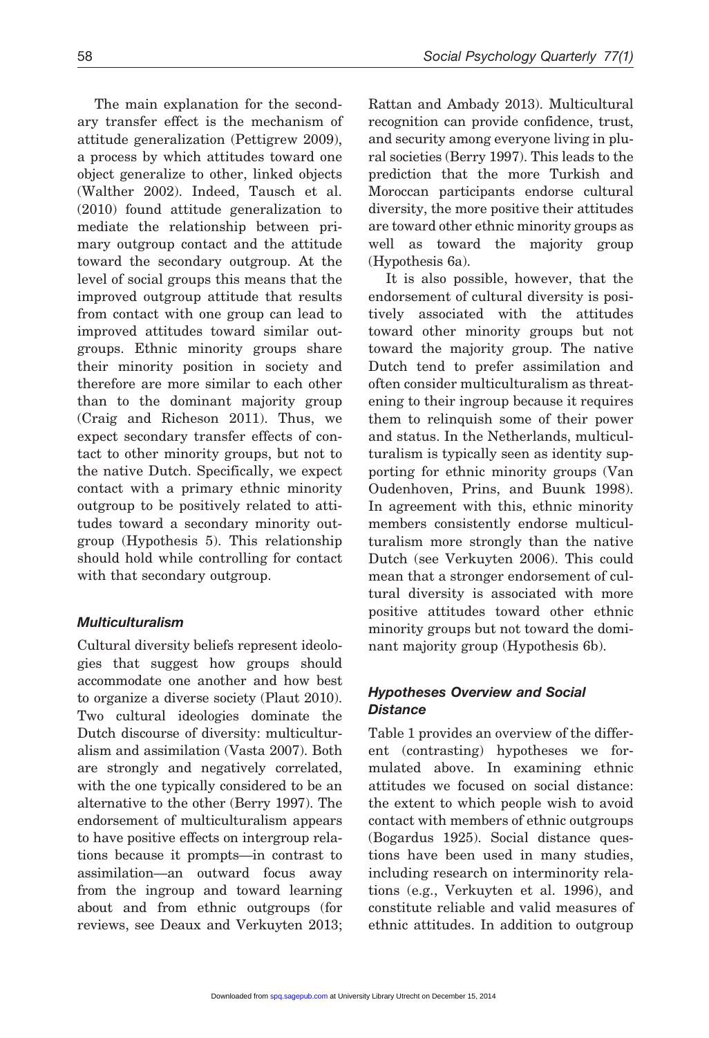The main explanation for the secondary transfer effect is the mechanism of attitude generalization (Pettigrew 2009), a process by which attitudes toward one object generalize to other, linked objects (Walther 2002). Indeed, Tausch et al. (2010) found attitude generalization to mediate the relationship between primary outgroup contact and the attitude toward the secondary outgroup. At the level of social groups this means that the improved outgroup attitude that results from contact with one group can lead to improved attitudes toward similar outgroups. Ethnic minority groups share their minority position in society and therefore are more similar to each other than to the dominant majority group (Craig and Richeson 2011). Thus, we expect secondary transfer effects of contact to other minority groups, but not to the native Dutch. Specifically, we expect contact with a primary ethnic minority outgroup to be positively related to attitudes toward a secondary minority outgroup (Hypothesis 5). This relationship should hold while controlling for contact with that secondary outgroup.

### *Multiculturalism*

Cultural diversity beliefs represent ideologies that suggest how groups should accommodate one another and how best to organize a diverse society (Plaut 2010). Two cultural ideologies dominate the Dutch discourse of diversity: multiculturalism and assimilation (Vasta 2007). Both are strongly and negatively correlated, with the one typically considered to be an alternative to the other (Berry 1997). The endorsement of multiculturalism appears to have positive effects on intergroup relations because it prompts—in contrast to assimilation—an outward focus away from the ingroup and toward learning about and from ethnic outgroups (for reviews, see Deaux and Verkuyten 2013; Rattan and Ambady 2013). Multicultural recognition can provide confidence, trust, and security among everyone living in plural societies (Berry 1997). This leads to the prediction that the more Turkish and Moroccan participants endorse cultural diversity, the more positive their attitudes are toward other ethnic minority groups as well as toward the majority group (Hypothesis 6a).

It is also possible, however, that the endorsement of cultural diversity is positively associated with the attitudes toward other minority groups but not toward the majority group. The native Dutch tend to prefer assimilation and often consider multiculturalism as threatening to their ingroup because it requires them to relinquish some of their power and status. In the Netherlands, multiculturalism is typically seen as identity supporting for ethnic minority groups (Van Oudenhoven, Prins, and Buunk 1998). In agreement with this, ethnic minority members consistently endorse multiculturalism more strongly than the native Dutch (see Verkuyten 2006). This could mean that a stronger endorsement of cultural diversity is associated with more positive attitudes toward other ethnic minority groups but not toward the dominant majority group (Hypothesis 6b).

### *Hypotheses Overview and Social Distance*

Table 1 provides an overview of the different (contrasting) hypotheses we formulated above. In examining ethnic attitudes we focused on social distance: the extent to which people wish to avoid contact with members of ethnic outgroups (Bogardus 1925). Social distance questions have been used in many studies, including research on interminority relations (e.g., Verkuyten et al. 1996), and constitute reliable and valid measures of ethnic attitudes. In addition to outgroup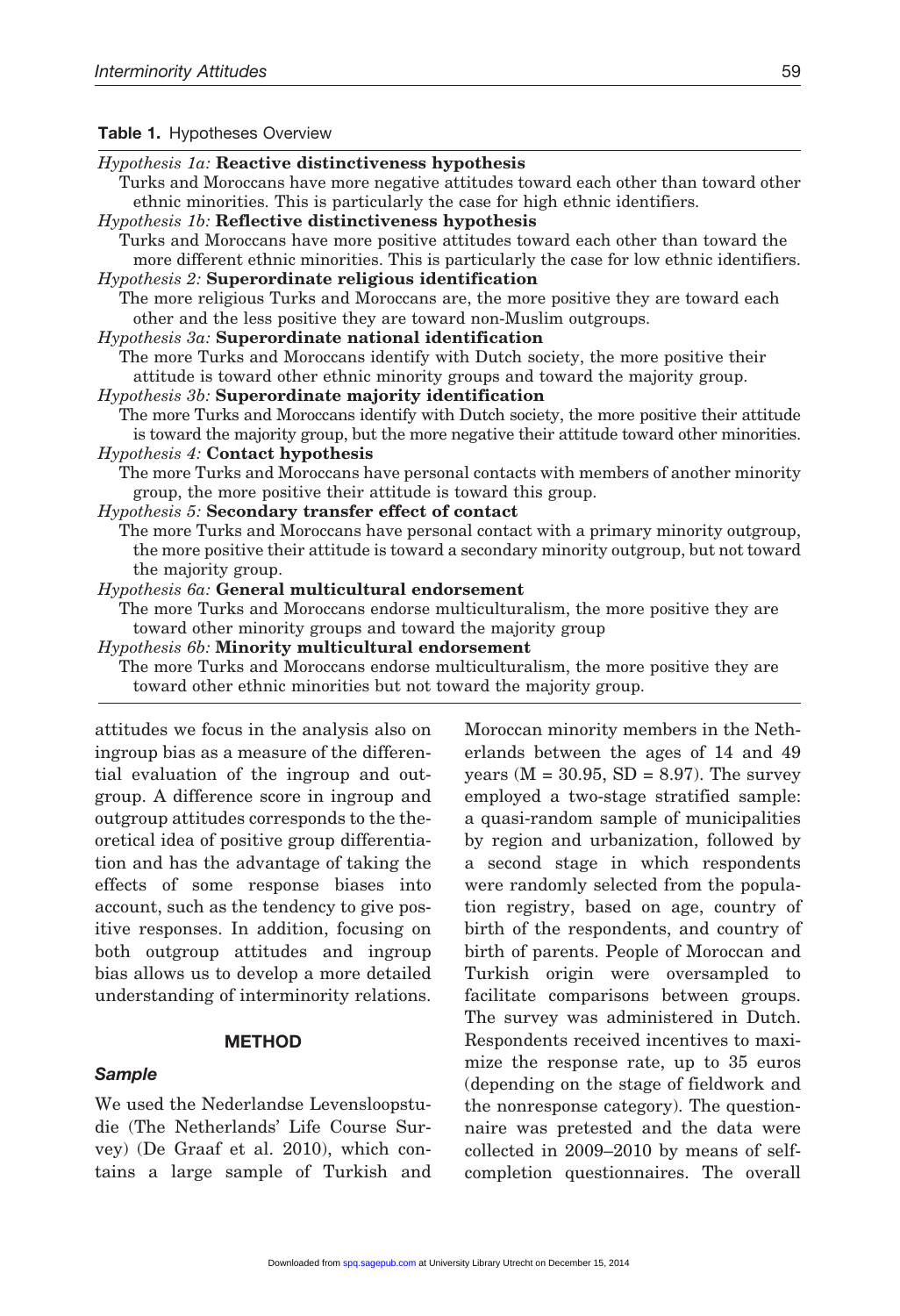**Table 1.** Hypotheses Overview

*Hypothesis 1a:* **Reactive distinctiveness hypothesis**
Turks and Moroccans have more negative attitudes toward each other than toward other ethnic minorities. This is particularly the case for high ethnic identifiers.

*Hypothesis 1b:* **Reflective distinctiveness hypothesis**
Turks and Moroccans have more positive attitudes toward each other than toward the more different ethnic minorities. This is particularly the case for low ethnic identifiers.

*Hypothesis 2:* **Superordinate religious identification**
The more religious Turks and Moroccans are, the more positive they are toward each other and the less positive they are toward non-Muslim outgroups.

*Hypothesis 3a:* **Superordinate national identification**
The more Turks and Moroccans identify with Dutch society, the more positive their attitude is toward other ethnic minority groups and toward the majority group.

*Hypothesis 3b:* **Superordinate majority identification**
The more Turks and Moroccans identify with Dutch society, the more positive their attitude is toward the majority group, but the more negative their attitude toward other minorities.

*Hypothesis 4:* **Contact hypothesis**
The more Turks and Moroccans have personal contacts with members of another minority group, the more positive their attitude is toward this group.

*Hypothesis 5:* **Secondary transfer effect of contact**
The more Turks and Moroccans have personal contact with a primary minority outgroup, the more positive their attitude is toward a secondary minority outgroup, but not toward the majority group.

*Hypothesis 6a:* **General multicultural endorsement**
The more Turks and Moroccans endorse multiculturalism, the more positive they are toward other minority groups and toward the majority group

*Hypothesis 6b:* **Minority multicultural endorsement**
The more Turks and Moroccans endorse multiculturalism, the more positive they are toward other ethnic minorities but not toward the majority group.

attitudes we focus in the analysis also on ingroup bias as a measure of the differential evaluation of the ingroup and outgroup. A difference score in ingroup and outgroup attitudes corresponds to the theoretical idea of positive group differentiation and has the advantage of taking the effects of some response biases into account, such as the tendency to give positive responses. In addition, focusing on both outgroup attitudes and ingroup bias allows us to develop a more detailed understanding of interminority relations.

## METHOD

### Sample

We used the Nederlandse Levensloopstudie (The Netherlands' Life Course Survey) (De Graaf et al. 2010), which contains a large sample of Turkish and Moroccan minority members in the Netherlands between the ages of 14 and 49 years (M = 30.95, SD = 8.97). The survey employed a two-stage stratified sample: a quasi-random sample of municipalities by region and urbanization, followed by a second stage in which respondents were randomly selected from the population registry, based on age, country of birth of the respondents, and country of birth of parents. People of Moroccan and Turkish origin were oversampled to facilitate comparisons between groups. The survey was administered in Dutch. Respondents received incentives to maximize the response rate, up to 35 euros (depending on the stage of fieldwork and the nonresponse category). The questionnaire was pretested and the data were collected in 2009–2010 by means of self-completion questionnaires. The overall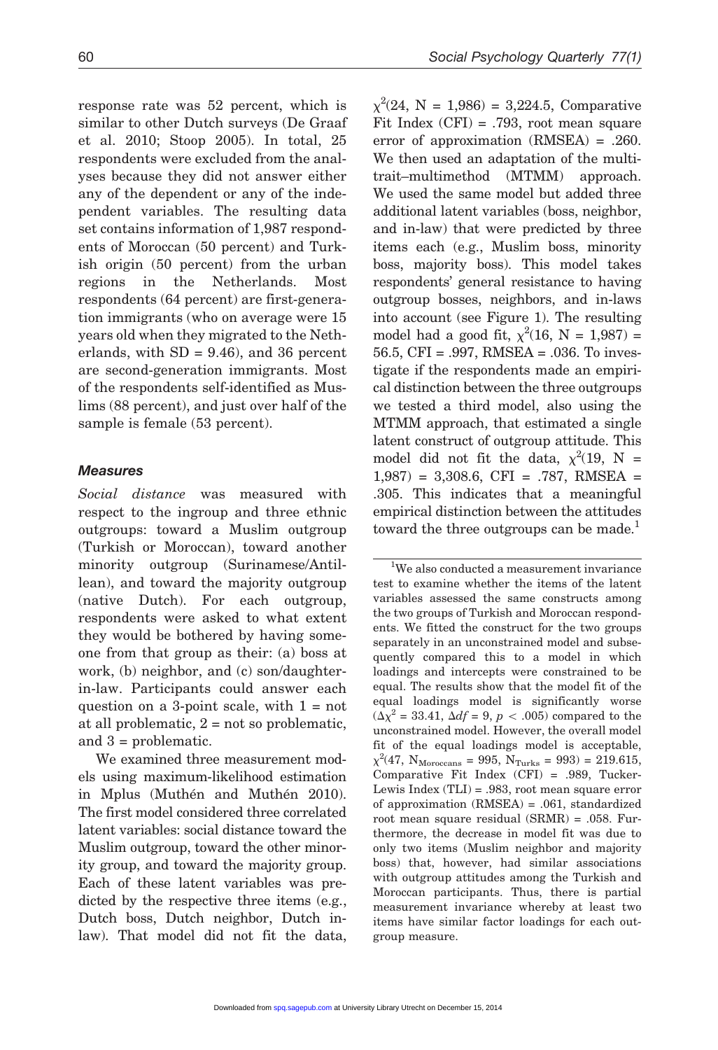response rate was 52 percent, which is similar to other Dutch surveys (De Graaf et al. 2010; Stoop 2005). In total, 25 respondents were excluded from the analyses because they did not answer either any of the dependent or any of the independent variables. The resulting data set contains information of 1,987 respondents of Moroccan (50 percent) and Turkish origin (50 percent) from the urban regions in the Netherlands. Most respondents (64 percent) are first-generation immigrants (who on average were 15 years old when they migrated to the Netherlands, with SD = 9.46), and 36 percent are second-generation immigrants. Most of the respondents self-identified as Muslims (88 percent), and just over half of the sample is female (53 percent).

### Measures

*Social distance* was measured with respect to the ingroup and three ethnic outgroups: toward a Muslim outgroup (Turkish or Moroccan), toward another minority outgroup (Surinamese/Antillean), and toward the majority outgroup (native Dutch). For each outgroup, respondents were asked to what extent they would be bothered by having someone from that group as their: (a) boss at work, (b) neighbor, and (c) son/daughter-in-law. Participants could answer each question on a 3-point scale, with 1 = not at all problematic, 2 = not so problematic, and 3 = problematic.

We examined three measurement models using maximum-likelihood estimation in Mplus (Muthén and Muthén 2010). The first model considered three correlated latent variables: social distance toward the Muslim outgroup, toward the other minority group, and toward the majority group. Each of these latent variables was predicted by the respective three items (e.g., Dutch boss, Dutch neighbor, Dutch in-law). That model did not fit the data, $\chi^2(24, N = 1{,}986) = 3{,}224.5$, Comparative Fit Index (CFI) = .793, root mean square error of approximation (RMSEA) = .260. We then used an adaptation of the multitrait–multimethod (MTMM) approach. We used the same model but added three additional latent variables (boss, neighbor, and in-law) that were predicted by three items each (e.g., Muslim boss, minority boss, majority boss). This model takes respondents' general resistance to having outgroup bosses, neighbors, and in-laws into account (see Figure 1). The resulting model had a good fit, $\chi^2(16, N = 1{,}987) = 56.5$, CFI = .997, RMSEA = .036. To investigate if the respondents made an empirical distinction between the three outgroups we tested a third model, also using the MTMM approach, that estimated a single latent construct of outgroup attitude. This model did not fit the data, $\chi^2(19, N = 1{,}987) = 3{,}308.6$, CFI = .787, RMSEA = .305. This indicates that a meaningful empirical distinction between the attitudes toward the three outgroups can be made.[1]

[1]We also conducted a measurement invariance test to examine whether the items of the latent variables assessed the same constructs among the two groups of Turkish and Moroccan respondents. We fitted the construct for the two groups separately in an unconstrained model and subsequently compared this to a model in which loadings and intercepts were constrained to be equal. The results show that the model fit of the equal loadings model is significantly worse ($\Delta\chi^2 = 33.41$, $\Delta df = 9$, $p < .005$) compared to the unconstrained model. However, the overall model fit of the equal loadings model is acceptable, $\chi^2(47, N_{\text{Moroccans}} = 995, N_{\text{Turks}} = 993) = 219.615$, Comparative Fit Index (CFI) = .989, Tucker-Lewis Index (TLI) = .983, root mean square error of approximation (RMSEA) = .061, standardized root mean square residual (SRMR) = .058. Furthermore, the decrease in model fit was due to only two items (Muslim neighbor and majority boss) that, however, had similar associations with outgroup attitudes among the Turkish and Moroccan participants. Thus, there is partial measurement invariance whereby at least two items have similar factor loadings for each outgroup measure.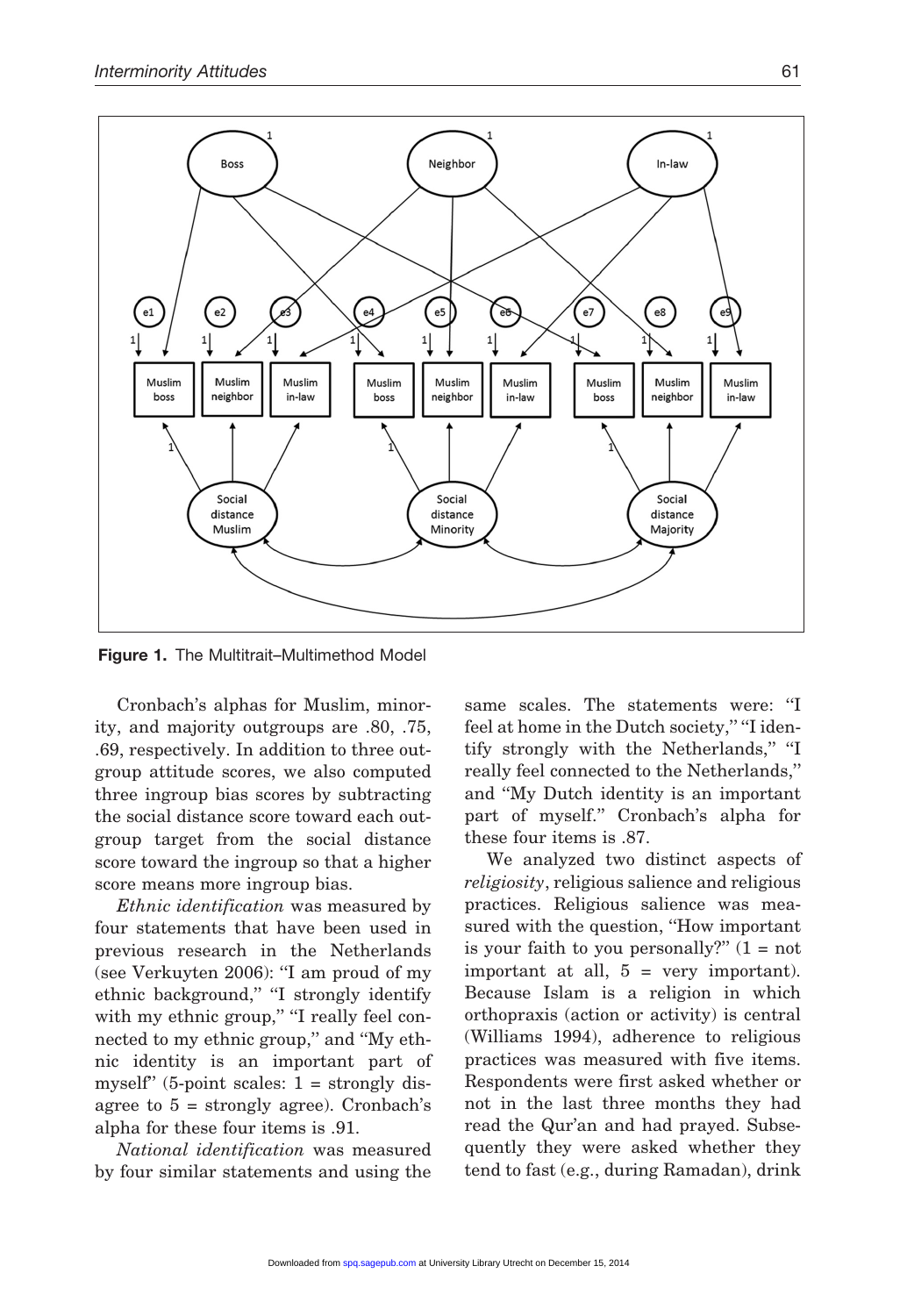**Figure 1.** The Multitrait–Multimethod Model

Cronbach's alphas for Muslim, minority, and majority outgroups are .80, .75, .69, respectively. In addition to three outgroup attitude scores, we also computed three ingroup bias scores by subtracting the social distance score toward each outgroup target from the social distance score toward the ingroup so that a higher score means more ingroup bias.

*Ethnic identification* was measured by four statements that have been used in previous research in the Netherlands (see Verkuyten 2006): "I am proud of my ethnic background," "I strongly identify with my ethnic group," "I really feel connected to my ethnic group," and "My ethnic identity is an important part of myself" (5-point scales: 1 = strongly disagree to 5 = strongly agree). Cronbach's alpha for these four items is .91.

*National identification* was measured by four similar statements and using the same scales. The statements were: "I feel at home in the Dutch society," "I identify strongly with the Netherlands," "I really feel connected to the Netherlands," and "My Dutch identity is an important part of myself." Cronbach's alpha for these four items is .87.

We analyzed two distinct aspects of *religiosity*, religious salience and religious practices. Religious salience was measured with the question, "How important is your faith to you personally?" (1 = not important at all, 5 = very important). Because Islam is a religion in which orthopraxis (action or activity) is central (Williams 1994), adherence to religious practices was measured with five items. Respondents were first asked whether or not in the last three months they had read the Qur'an and had prayed. Subsequently they were asked whether they tend to fast (e.g., during Ramadan), drink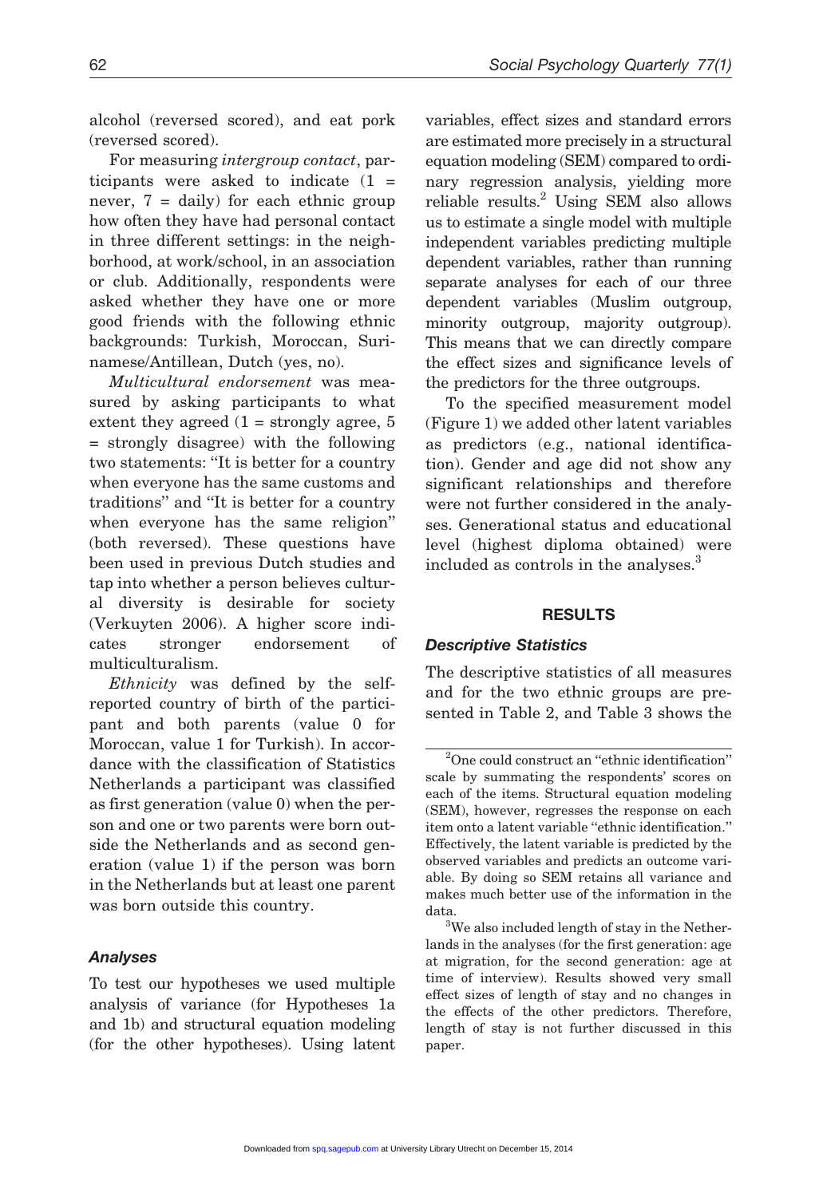alcohol (reversed scored), and eat pork (reversed scored).

For measuring *intergroup contact*, participants were asked to indicate (1 = never, 7 = daily) for each ethnic group how often they have had personal contact in three different settings: in the neighborhood, at work/school, in an association or club. Additionally, respondents were asked whether they have one or more good friends with the following ethnic backgrounds: Turkish, Moroccan, Surinamese/Antillean, Dutch (yes, no).

*Multicultural endorsement* was measured by asking participants to what extent they agreed (1 = strongly agree, 5 = strongly disagree) with the following two statements: "It is better for a country when everyone has the same customs and traditions" and "It is better for a country when everyone has the same religion" (both reversed). These questions have been used in previous Dutch studies and tap into whether a person believes cultural diversity is desirable for society (Verkuyten 2006). A higher score indicates stronger endorsement of multiculturalism.

*Ethnicity* was defined by the self-reported country of birth of the participant and both parents (value 0 for Moroccan, value 1 for Turkish). In accordance with the classification of Statistics Netherlands a participant was classified as first generation (value 0) when the person and one or two parents were born outside the Netherlands and as second generation (value 1) if the person was born in the Netherlands but at least one parent was born outside this country.

### *Analyses*

To test our hypotheses we used multiple analysis of variance (for Hypotheses 1a and 1b) and structural equation modeling (for the other hypotheses). Using latent variables, effect sizes and standard errors are estimated more precisely in a structural equation modeling (SEM) compared to ordinary regression analysis, yielding more reliable results.[2] Using SEM also allows us to estimate a single model with multiple independent variables predicting multiple dependent variables, rather than running separate analyses for each of our three dependent variables (Muslim outgroup, minority outgroup, majority outgroup). This means that we can directly compare the effect sizes and significance levels of the predictors for the three outgroups.

To the specified measurement model (Figure 1) we added other latent variables as predictors (e.g., national identification). Gender and age did not show any significant relationships and therefore were not further considered in the analyses. Generational status and educational level (highest diploma obtained) were included as controls in the analyses.[3]

## RESULTS

### *Descriptive Statistics*

The descriptive statistics of all measures and for the two ethnic groups are presented in Table 2, and Table 3 shows the

---

[2]One could construct an "ethnic identification" scale by summating the respondents' scores on each of the items. Structural equation modeling (SEM), however, regresses the response on each item onto a latent variable "ethnic identification." Effectively, the latent variable is predicted by the observed variables and predicts an outcome variable. By doing so SEM retains all variance and makes much better use of the information in the data.

[3]We also included length of stay in the Netherlands in the analyses (for the first generation: age at migration, for the second generation: age at time of interview). Results showed very small effect sizes of length of stay and no changes in the effects of the other predictors. Therefore, length of stay is not further discussed in this paper.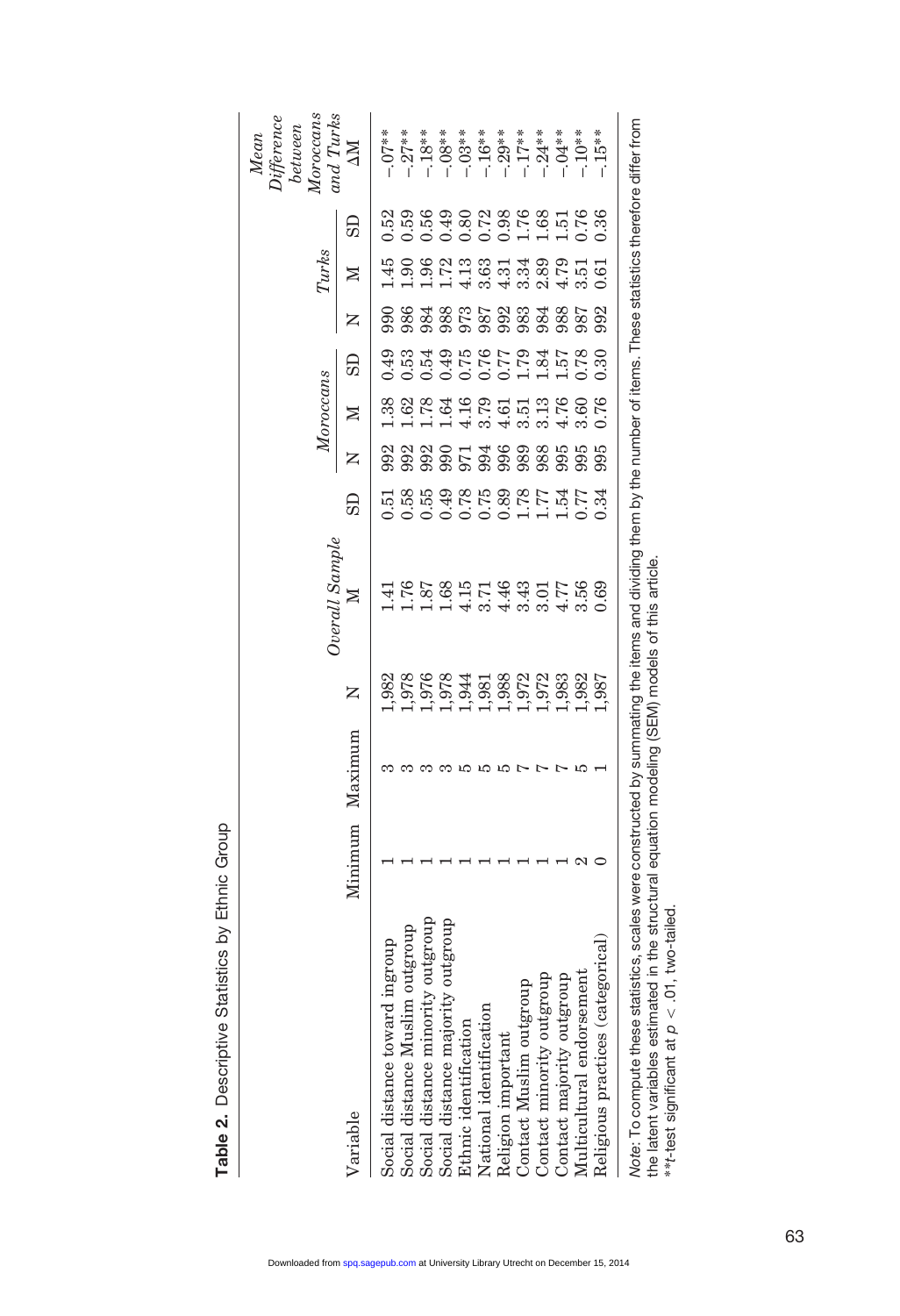**Table 2.** Descriptive Statistics by Ethnic Group

| Variable | Minimum | Maximum | Overall Sample N | Overall Sample M | Overall Sample SD | Moroccans N | Moroccans M | Moroccans SD | Turks N | Turks M | Turks SD | Mean Difference between Moroccans and Turks ΔM |
|---|---|---|---|---|---|---|---|---|---|---|---|---|
| Social distance toward ingroup | 1 | 3 | 1,982 | 1.41 | 0.51 | 992 | 1.38 | 0.49 | 990 | 1.45 | 0.52 | -.07** |
| Social distance Muslim outgroup | 1 | 3 | 1,978 | 1.76 | 0.58 | 992 | 1.62 | 0.53 | 986 | 1.90 | 0.59 | -.27** |
| Social distance minority outgroup | 1 | 3 | 1,976 | 1.87 | 0.55 | 992 | 1.78 | 0.54 | 984 | 1.96 | 0.56 | -.18** |
| Social distance majority outgroup | 1 | 3 | 1,978 | 1.68 | 0.49 | 990 | 1.64 | 0.49 | 988 | 1.72 | 0.49 | -.08** |
| Ethnic identification | 1 | 5 | 1,944 | 4.15 | 0.78 | 971 | 4.16 | 0.75 | 973 | 4.13 | 0.80 | -.03** |
| National identification | 1 | 5 | 1,981 | 3.71 | 0.75 | 994 | 3.79 | 0.76 | 987 | 3.63 | 0.72 | -.16** |
| Religion important | 1 | 5 | 1,988 | 4.46 | 0.89 | 996 | 4.61 | 0.77 | 992 | 4.31 | 0.98 | -.29** |
| Contact Muslim outgroup | 1 | 7 | 1,972 | 3.43 | 1.78 | 989 | 3.51 | 1.79 | 983 | 3.34 | 1.76 | -.17** |
| Contact minority outgroup | 1 | 7 | 1,972 | 3.01 | 1.77 | 988 | 3.13 | 1.84 | 984 | 2.89 | 1.68 | -.24** |
| Contact majority outgroup | 1 | 7 | 1,983 | 4.77 | 1.54 | 995 | 4.76 | 1.57 | 988 | 4.79 | 1.51 | -.04** |
| Multicultural endorsement | 2 | 5 | 1,982 | 3.56 | 0.77 | 995 | 3.60 | 0.78 | 987 | 3.51 | 0.76 | -.10** |
| Religious practices (categorical) | 0 | 1 | 1,987 | 0.69 | 0.34 | 995 | 0.76 | 0.30 | 992 | 0.61 | 0.36 | -.15** |

*Note*: To compute these statistics, scales were constructed by summating the items and dividing them by the number of items. These statistics therefore differ from the latent variables estimated in the structural equation modeling (SEM) models of this article.
**$t$-test significant at $p < .01$, two-tailed.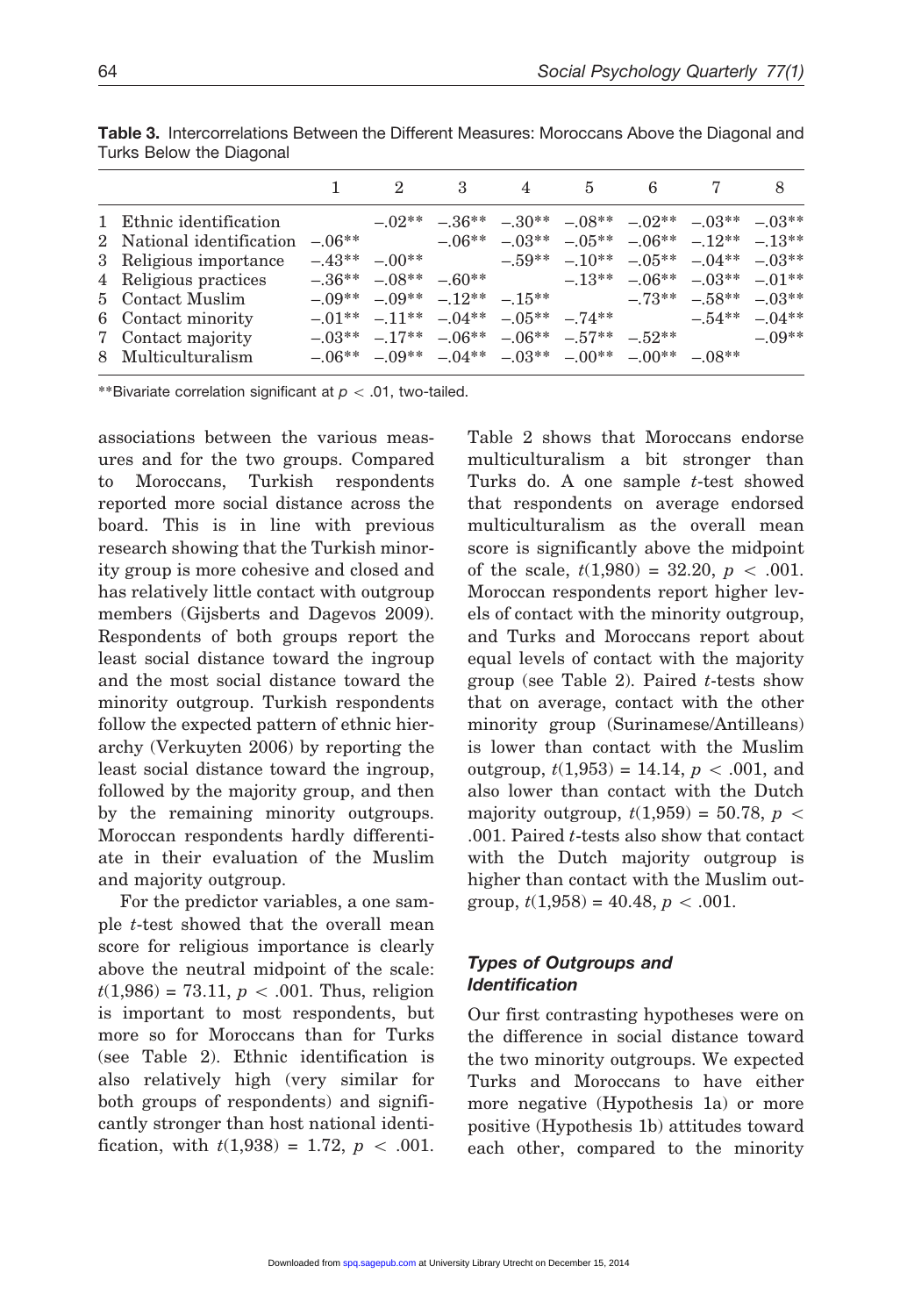**Table 3.** Intercorrelations Between the Different Measures: Moroccans Above the Diagonal and Turks Below the Diagonal

| | 1 | 2 | 3 | 4 | 5 | 6 | 7 | 8 |
|---|---|---|---|---|---|---|---|---|
| 1 Ethnic identification | | −.02** | −.36** | −.30** | −.08** | −.02** | −.03** | −.03** |
| 2 National identification | −.06** | | −.06** | −.03** | −.05** | −.06** | −.12** | −.13** |
| 3 Religious importance | −.43** | −.00** | | −.59** | −.10** | −.05** | −.04** | −.03** |
| 4 Religious practices | −.36** | −.08** | −.60** | | −.13** | −.06** | −.03** | −.01** |
| 5 Contact Muslim | −.09** | −.09** | −.12** | −.15** | | −.73** | −.58** | −.03** |
| 6 Contact minority | −.01** | −.11** | −.04** | −.05** | −.74** | | −.54** | −.04** |
| 7 Contact majority | −.03** | −.17** | −.06** | −.06** | −.57** | −.52** | | −.09** |
| 8 Multiculturalism | −.06** | −.09** | −.04** | −.03** | −.00** | −.00** | −.08** | |

**Bivariate correlation significant at $p < .01$, two-tailed.

associations between the various measures and for the two groups. Compared to Moroccans, Turkish respondents reported more social distance across the board. This is in line with previous research showing that the Turkish minority group is more cohesive and closed and has relatively little contact with outgroup members (Gijsberts and Dagevos 2009). Respondents of both groups report the least social distance toward the ingroup and the most social distance toward the minority outgroup. Turkish respondents follow the expected pattern of ethnic hierarchy (Verkuyten 2006) by reporting the least social distance toward the ingroup, followed by the majority group, and then by the remaining minority outgroups. Moroccan respondents hardly differentiate in their evaluation of the Muslim and majority outgroup.

For the predictor variables, a one sample $t$-test showed that the overall mean score for religious importance is clearly above the neutral midpoint of the scale: $t(1{,}986) = 73.11$, $p < .001$. Thus, religion is important to most respondents, but more so for Moroccans than for Turks (see Table 2). Ethnic identification is also relatively high (very similar for both groups of respondents) and significantly stronger than host national identification, with $t(1{,}938) = 1.72$, $p < .001$. Table 2 shows that Moroccans endorse multiculturalism a bit stronger than Turks do. A one sample $t$-test showed that respondents on average endorsed multiculturalism as the overall mean score is significantly above the midpoint of the scale, $t(1{,}980) = 32.20$, $p < .001$. Moroccan respondents report higher levels of contact with the minority outgroup, and Turks and Moroccans report about equal levels of contact with the majority group (see Table 2). Paired $t$-tests show that on average, contact with the other minority group (Surinamese/Antilleans) is lower than contact with the Muslim outgroup, $t(1{,}953) = 14.14$, $p < .001$, and also lower than contact with the Dutch majority outgroup, $t(1{,}959) = 50.78$, $p < .001$. Paired $t$-tests also show that contact with the Dutch majority outgroup is higher than contact with the Muslim outgroup, $t(1{,}958) = 40.48$, $p < .001$.

### *Types of Outgroups and Identification*

Our first contrasting hypotheses were on the difference in social distance toward the two minority outgroups. We expected Turks and Moroccans to have either more negative (Hypothesis 1a) or more positive (Hypothesis 1b) attitudes toward each other, compared to the minority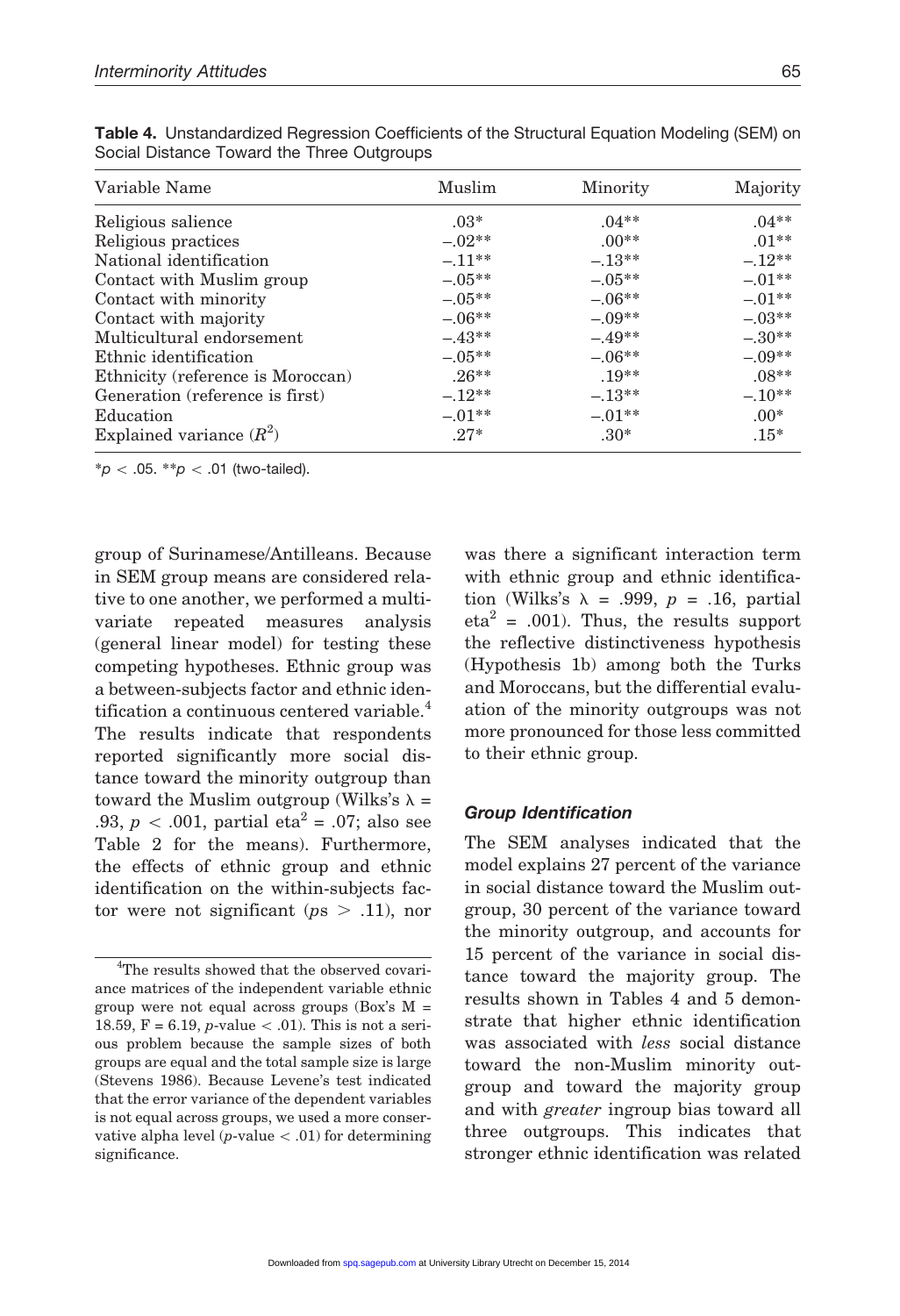**Table 4.** Unstandardized Regression Coefficients of the Structural Equation Modeling (SEM) on Social Distance Toward the Three Outgroups

| Variable Name | Muslim | Minority | Majority |
|---|---|---|---|
| Religious salience | .03* | .04** | .04** |
| Religious practices | −.02** | .00** | .01** |
| National identification | −.11** | −.13** | −.12** |
| Contact with Muslim group | −.05** | −.05** | −.01** |
| Contact with minority | −.05** | −.06** | −.01** |
| Contact with majority | −.06** | −.09** | −.03** |
| Multicultural endorsement | −.43** | −.49** | −.30** |
| Ethnic identification | −.05** | −.06** | −.09** |
| Ethnicity (reference is Moroccan) | .26** | .19** | .08** |
| Generation (reference is first) | −.12** | −.13** | −.10** |
| Education | −.01** | −.01** | .00* |
| Explained variance ($R^2$) | .27* | .30* | .15* |

*$p < .05$. **$p < .01$ (two-tailed).

group of Surinamese/Antilleans. Because in SEM group means are considered relative to one another, we performed a multivariate repeated measures analysis (general linear model) for testing these competing hypotheses. Ethnic group was a between-subjects factor and ethnic identification a continuous centered variable.[4] The results indicate that respondents reported significantly more social distance toward the minority outgroup than toward the Muslim outgroup (Wilks's $\lambda$ = .93, $p < .001$, partial eta$^2$ = .07; also see Table 2 for the means). Furthermore, the effects of ethnic group and ethnic identification on the within-subjects factor were not significant ($p$s $>$ .11), nor was there a significant interaction term with ethnic group and ethnic identification (Wilks's $\lambda$ = .999, $p$ = .16, partial eta$^2$ = .001). Thus, the results support the reflective distinctiveness hypothesis (Hypothesis 1b) among both the Turks and Moroccans, but the differential evaluation of the minority outgroups was not more pronounced for those less committed to their ethnic group.

### Group Identification

The SEM analyses indicated that the model explains 27 percent of the variance in social distance toward the Muslim outgroup, 30 percent of the variance toward the minority outgroup, and accounts for 15 percent of the variance in social distance toward the majority group. The results shown in Tables 4 and 5 demonstrate that higher ethnic identification was associated with *less* social distance toward the non-Muslim minority outgroup and toward the majority group and with *greater* ingroup bias toward all three outgroups. This indicates that stronger ethnic identification was related

[4] The results showed that the observed covariance matrices of the independent variable ethnic group were not equal across groups (Box's M = 18.59, F = 6.19, $p$-value $< .01$). This is not a serious problem because the sample sizes of both groups are equal and the total sample size is large (Stevens 1986). Because Levene's test indicated that the error variance of the dependent variables is not equal across groups, we used a more conservative alpha level ($p$-value $< .01$) for determining significance.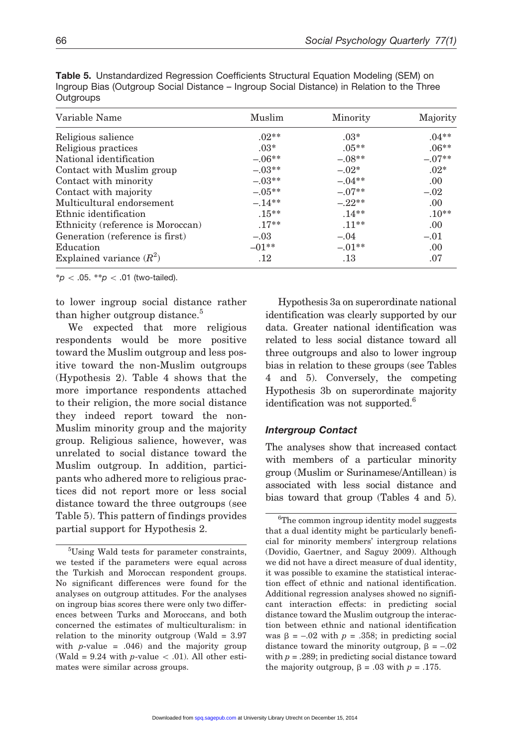**Table 5.** Unstandardized Regression Coefficients Structural Equation Modeling (SEM) on Ingroup Bias (Outgroup Social Distance – Ingroup Social Distance) in Relation to the Three Outgroups

| Variable Name | Muslim | Minority | Majority |
|---|---|---|---|
| Religious salience | .02** | .03* | .04** |
| Religious practices | .03* | .05** | .06** |
| National identification | –.06** | –.08** | –.07** |
| Contact with Muslim group | –.03** | –.02* | .02* |
| Contact with minority | –.03** | –.04** | .00 |
| Contact with majority | –.05** | –.07** | –.02 |
| Multicultural endorsement | –.14** | –.22** | .00 |
| Ethnic identification | .15** | .14** | .10** |
| Ethnicity (reference is Moroccan) | .17** | .11** | .00 |
| Generation (reference is first) | –.03 | –.04 | –.01 |
| Education | –01** | –.01** | .00 |
| Explained variance ($R^2$) | .12 | .13 | .07 |

*$p < .05$. **$p < .01$ (two-tailed).

to lower ingroup social distance rather than higher outgroup distance.[5]

We expected that more religious respondents would be more positive toward the Muslim outgroup and less positive toward the non-Muslim outgroups (Hypothesis 2). Table 4 shows that the more importance respondents attached to their religion, the more social distance they indeed report toward the non-Muslim minority group and the majority group. Religious salience, however, was unrelated to social distance toward the Muslim outgroup. In addition, participants who adhered more to religious practices did not report more or less social distance toward the three outgroups (see Table 5). This pattern of findings provides partial support for Hypothesis 2.

Hypothesis 3a on superordinate national identification was clearly supported by our data. Greater national identification was related to less social distance toward all three outgroups and also to lower ingroup bias in relation to these groups (see Tables 4 and 5). Conversely, the competing Hypothesis 3b on superordinate majority identification was not supported.[6]

### Intergroup Contact

The analyses show that increased contact with members of a particular minority group (Muslim or Surinamese/Antillean) is associated with less social distance and bias toward that group (Tables 4 and 5).

[5] Using Wald tests for parameter constraints, we tested if the parameters were equal across the Turkish and Moroccan respondent groups. No significant differences were found for the analyses on outgroup attitudes. For the analyses on ingroup bias scores there were only two differences between Turks and Moroccans, and both concerned the estimates of multiculturalism: in relation to the minority outgroup (Wald = 3.97 with $p$-value = .046) and the majority group (Wald = 9.24 with $p$-value < .01). All other estimates were similar across groups.

[6] The common ingroup identity model suggests that a dual identity might be particularly beneficial for minority members' intergroup relations (Dovidio, Gaertner, and Saguy 2009). Although we did not have a direct measure of dual identity, it was possible to examine the statistical interaction effect of ethnic and national identification. Additional regression analyses showed no significant interaction effects: in predicting social distance toward the Muslim outgroup the interaction between ethnic and national identification was $\beta = -.02$ with $p = .358$; in predicting social distance toward the minority outgroup, $\beta = -.02$ with $p = .289$; in predicting social distance toward the majority outgroup, $\beta = .03$ with $p = .175$.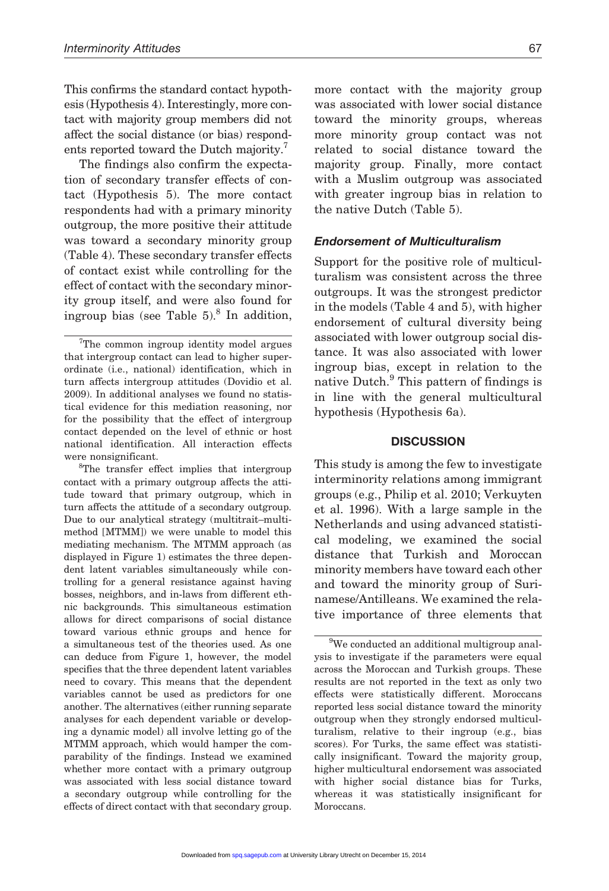This confirms the standard contact hypothesis (Hypothesis 4). Interestingly, more contact with majority group members did not affect the social distance (or bias) respondents reported toward the Dutch majority.[7]

The findings also confirm the expectation of secondary transfer effects of contact (Hypothesis 5). The more contact respondents had with a primary minority outgroup, the more positive their attitude was toward a secondary minority group (Table 4). These secondary transfer effects of contact exist while controlling for the effect of contact with the secondary minority group itself, and were also found for ingroup bias (see Table 5).[8] In addition, more contact with the majority group was associated with lower social distance toward the minority groups, whereas more minority group contact was not related to social distance toward the majority group. Finally, more contact with a Muslim outgroup was associated with greater ingroup bias in relation to the native Dutch (Table 5).

### *Endorsement of Multiculturalism*

Support for the positive role of multiculturalism was consistent across the three outgroups. It was the strongest predictor in the models (Table 4 and 5), with higher endorsement of cultural diversity being associated with lower outgroup social distance. It was also associated with lower ingroup bias, except in relation to the native Dutch.[9] This pattern of findings is in line with the general multicultural hypothesis (Hypothesis 6a).

## DISCUSSION

This study is among the few to investigate interminority relations among immigrant groups (e.g., Philip et al. 2010; Verkuyten et al. 1996). With a large sample in the Netherlands and using advanced statistical modeling, we examined the social distance that Turkish and Moroccan minority members have toward each other and toward the minority group of Surinamese/Antilleans. We examined the relative importance of three elements that

---

[7] The common ingroup identity model argues that intergroup contact can lead to higher superordinate (i.e., national) identification, which in turn affects intergroup attitudes (Dovidio et al. 2009). In additional analyses we found no statistical evidence for this mediation reasoning, nor for the possibility that the effect of intergroup contact depended on the level of ethnic or host national identification. All interaction effects were nonsignificant.

[8] The transfer effect implies that intergroup contact with a primary outgroup affects the attitude toward that primary outgroup, which in turn affects the attitude of a secondary outgroup. Due to our analytical strategy (multitrait–multimethod [MTMM]) we were unable to model this mediating mechanism. The MTMM approach (as displayed in Figure 1) estimates the three dependent latent variables simultaneously while controlling for a general resistance against having bosses, neighbors, and in-laws from different ethnic backgrounds. This simultaneous estimation allows for direct comparisons of social distance toward various ethnic groups and hence for a simultaneous test of the theories used. As one can deduce from Figure 1, however, the model specifies that the three dependent latent variables need to covary. This means that the dependent variables cannot be used as predictors for one another. The alternatives (either running separate analyses for each dependent variable or developing a dynamic model) all involve letting go of the MTMM approach, which would hamper the comparability of the findings. Instead we examined whether more contact with a primary outgroup was associated with less social distance toward a secondary outgroup while controlling for the effects of direct contact with that secondary group.

[9] We conducted an additional multigroup analysis to investigate if the parameters were equal across the Moroccan and Turkish groups. These results are not reported in the text as only two effects were statistically different. Moroccans reported less social distance toward the minority outgroup when they strongly endorsed multiculturalism, relative to their ingroup (e.g., bias scores). For Turks, the same effect was statistically insignificant. Toward the majority group, higher multicultural endorsement was associated with higher social distance bias for Turks, whereas it was statistically insignificant for Moroccans.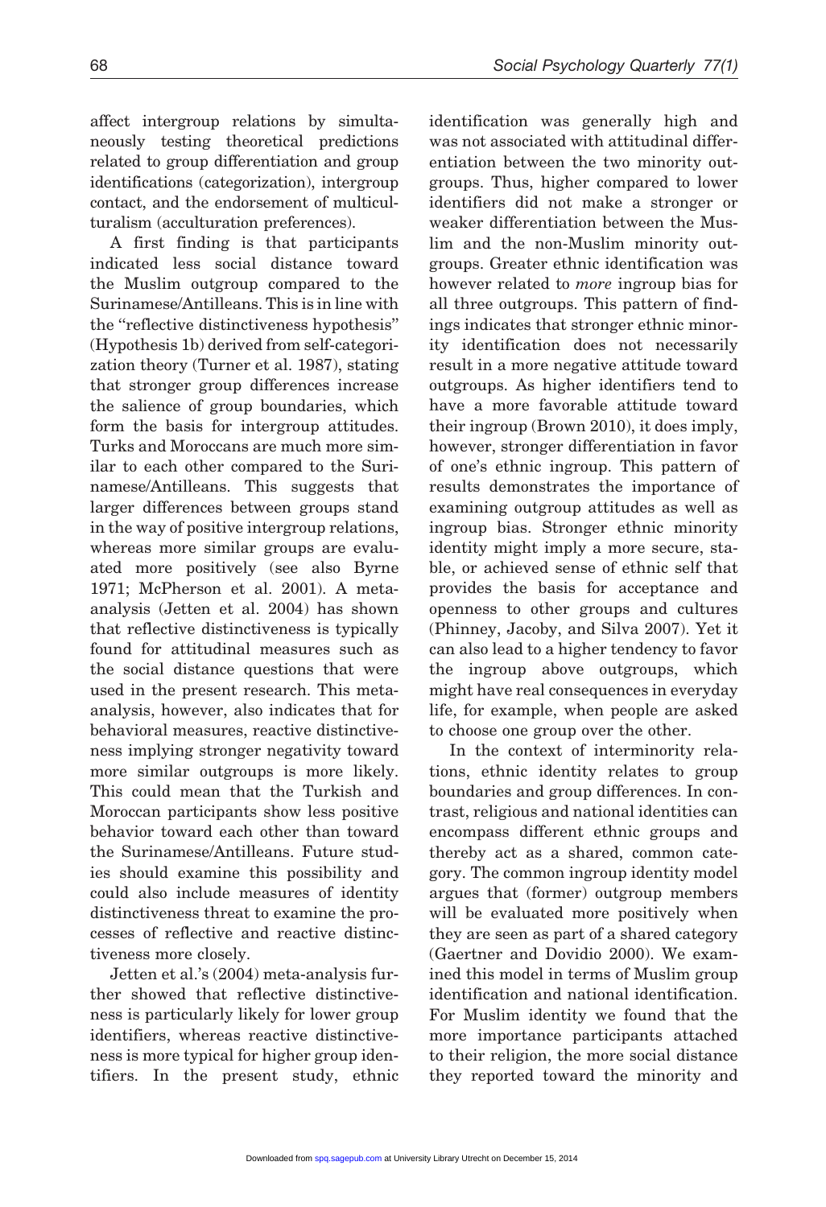affect intergroup relations by simultaneously testing theoretical predictions related to group differentiation and group identifications (categorization), intergroup contact, and the endorsement of multiculturalism (acculturation preferences).

A first finding is that participants indicated less social distance toward the Muslim outgroup compared to the Surinamese/Antilleans. This is in line with the "reflective distinctiveness hypothesis" (Hypothesis 1b) derived from self-categorization theory (Turner et al. 1987), stating that stronger group differences increase the salience of group boundaries, which form the basis for intergroup attitudes. Turks and Moroccans are much more similar to each other compared to the Surinamese/Antilleans. This suggests that larger differences between groups stand in the way of positive intergroup relations, whereas more similar groups are evaluated more positively (see also Byrne 1971; McPherson et al. 2001). A meta-analysis (Jetten et al. 2004) has shown that reflective distinctiveness is typically found for attitudinal measures such as the social distance questions that were used in the present research. This meta-analysis, however, also indicates that for behavioral measures, reactive distinctiveness implying stronger negativity toward more similar outgroups is more likely. This could mean that the Turkish and Moroccan participants show less positive behavior toward each other than toward the Surinamese/Antilleans. Future studies should examine this possibility and could also include measures of identity distinctiveness threat to examine the processes of reflective and reactive distinctiveness more closely.

Jetten et al.'s (2004) meta-analysis further showed that reflective distinctiveness is particularly likely for lower group identifiers, whereas reactive distinctiveness is more typical for higher group identifiers. In the present study, ethnic identification was generally high and was not associated with attitudinal differentiation between the two minority outgroups. Thus, higher compared to lower identifiers did not make a stronger or weaker differentiation between the Muslim and the non-Muslim minority outgroups. Greater ethnic identification was however related to *more* ingroup bias for all three outgroups. This pattern of findings indicates that stronger ethnic minority identification does not necessarily result in a more negative attitude toward outgroups. As higher identifiers tend to have a more favorable attitude toward their ingroup (Brown 2010), it does imply, however, stronger differentiation in favor of one's ethnic ingroup. This pattern of results demonstrates the importance of examining outgroup attitudes as well as ingroup bias. Stronger ethnic minority identity might imply a more secure, stable, or achieved sense of ethnic self that provides the basis for acceptance and openness to other groups and cultures (Phinney, Jacoby, and Silva 2007). Yet it can also lead to a higher tendency to favor the ingroup above outgroups, which might have real consequences in everyday life, for example, when people are asked to choose one group over the other.

In the context of interminority relations, ethnic identity relates to group boundaries and group differences. In contrast, religious and national identities can encompass different ethnic groups and thereby act as a shared, common category. The common ingroup identity model argues that (former) outgroup members will be evaluated more positively when they are seen as part of a shared category (Gaertner and Dovidio 2000). We examined this model in terms of Muslim group identification and national identification. For Muslim identity we found that the more importance participants attached to their religion, the more social distance they reported toward the minority and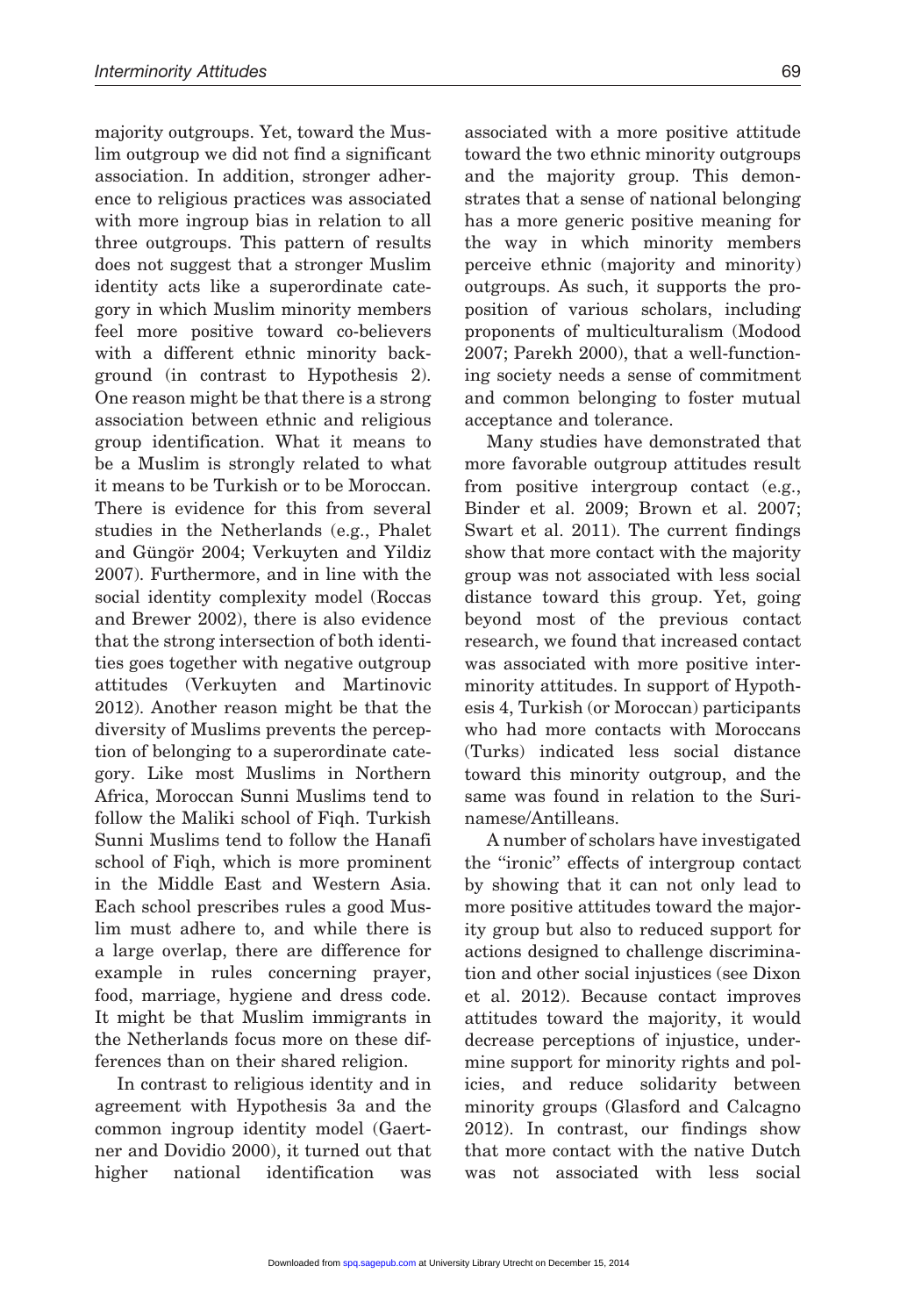majority outgroups. Yet, toward the Muslim outgroup we did not find a significant association. In addition, stronger adherence to religious practices was associated with more ingroup bias in relation to all three outgroups. This pattern of results does not suggest that a stronger Muslim identity acts like a superordinate category in which Muslim minority members feel more positive toward co-believers with a different ethnic minority background (in contrast to Hypothesis 2). One reason might be that there is a strong association between ethnic and religious group identification. What it means to be a Muslim is strongly related to what it means to be Turkish or to be Moroccan. There is evidence for this from several studies in the Netherlands (e.g., Phalet and Güngör 2004; Verkuyten and Yildiz 2007). Furthermore, and in line with the social identity complexity model (Roccas and Brewer 2002), there is also evidence that the strong intersection of both identities goes together with negative outgroup attitudes (Verkuyten and Martinovic 2012). Another reason might be that the diversity of Muslims prevents the perception of belonging to a superordinate category. Like most Muslims in Northern Africa, Moroccan Sunni Muslims tend to follow the Maliki school of Fiqh. Turkish Sunni Muslims tend to follow the Hanafi school of Fiqh, which is more prominent in the Middle East and Western Asia. Each school prescribes rules a good Muslim must adhere to, and while there is a large overlap, there are difference for example in rules concerning prayer, food, marriage, hygiene and dress code. It might be that Muslim immigrants in the Netherlands focus more on these differences than on their shared religion.

In contrast to religious identity and in agreement with Hypothesis 3a and the common ingroup identity model (Gaertner and Dovidio 2000), it turned out that higher national identification was associated with a more positive attitude toward the two ethnic minority outgroups and the majority group. This demonstrates that a sense of national belonging has a more generic positive meaning for the way in which minority members perceive ethnic (majority and minority) outgroups. As such, it supports the proposition of various scholars, including proponents of multiculturalism (Modood 2007; Parekh 2000), that a well-functioning society needs a sense of commitment and common belonging to foster mutual acceptance and tolerance.

Many studies have demonstrated that more favorable outgroup attitudes result from positive intergroup contact (e.g., Binder et al. 2009; Brown et al. 2007; Swart et al. 2011). The current findings show that more contact with the majority group was not associated with less social distance toward this group. Yet, going beyond most of the previous contact research, we found that increased contact was associated with more positive interminority attitudes. In support of Hypothesis 4, Turkish (or Moroccan) participants who had more contacts with Moroccans (Turks) indicated less social distance toward this minority outgroup, and the same was found in relation to the Surinamese/Antilleans.

A number of scholars have investigated the "ironic" effects of intergroup contact by showing that it can not only lead to more positive attitudes toward the majority group but also to reduced support for actions designed to challenge discrimination and other social injustices (see Dixon et al. 2012). Because contact improves attitudes toward the majority, it would decrease perceptions of injustice, undermine support for minority rights and policies, and reduce solidarity between minority groups (Glasford and Calcagno 2012). In contrast, our findings show that more contact with the native Dutch was not associated with less social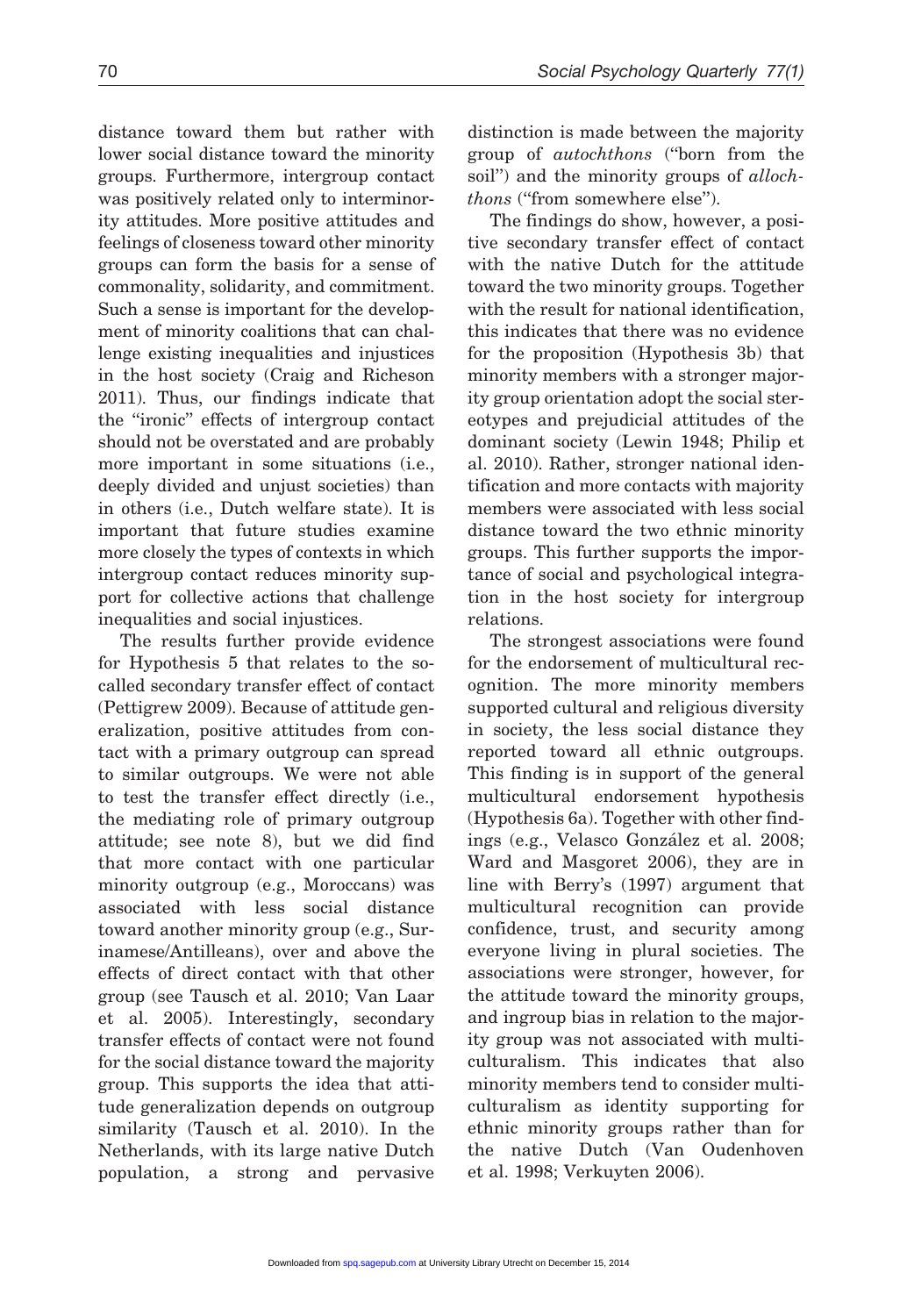distance toward them but rather with lower social distance toward the minority groups. Furthermore, intergroup contact was positively related only to interminority attitudes. More positive attitudes and feelings of closeness toward other minority groups can form the basis for a sense of commonality, solidarity, and commitment. Such a sense is important for the development of minority coalitions that can challenge existing inequalities and injustices in the host society (Craig and Richeson 2011). Thus, our findings indicate that the "ironic" effects of intergroup contact should not be overstated and are probably more important in some situations (i.e., deeply divided and unjust societies) than in others (i.e., Dutch welfare state). It is important that future studies examine more closely the types of contexts in which intergroup contact reduces minority support for collective actions that challenge inequalities and social injustices.

The results further provide evidence for Hypothesis 5 that relates to the so-called secondary transfer effect of contact (Pettigrew 2009). Because of attitude generalization, positive attitudes from contact with a primary outgroup can spread to similar outgroups. We were not able to test the transfer effect directly (i.e., the mediating role of primary outgroup attitude; see note 8), but we did find that more contact with one particular minority outgroup (e.g., Moroccans) was associated with less social distance toward another minority group (e.g., Surinamese/Antilleans), over and above the effects of direct contact with that other group (see Tausch et al. 2010; Van Laar et al. 2005). Interestingly, secondary transfer effects of contact were not found for the social distance toward the majority group. This supports the idea that attitude generalization depends on outgroup similarity (Tausch et al. 2010). In the Netherlands, with its large native Dutch population, a strong and pervasive distinction is made between the majority group of *autochthons* ("born from the soil") and the minority groups of *allochthons* ("from somewhere else").

The findings do show, however, a positive secondary transfer effect of contact with the native Dutch for the attitude toward the two minority groups. Together with the result for national identification, this indicates that there was no evidence for the proposition (Hypothesis 3b) that minority members with a stronger majority group orientation adopt the social stereotypes and prejudicial attitudes of the dominant society (Lewin 1948; Philip et al. 2010). Rather, stronger national identification and more contacts with majority members were associated with less social distance toward the two ethnic minority groups. This further supports the importance of social and psychological integration in the host society for intergroup relations.

The strongest associations were found for the endorsement of multicultural recognition. The more minority members supported cultural and religious diversity in society, the less social distance they reported toward all ethnic outgroups. This finding is in support of the general multicultural endorsement hypothesis (Hypothesis 6a). Together with other findings (e.g., Velasco González et al. 2008; Ward and Masgoret 2006), they are in line with Berry's (1997) argument that multicultural recognition can provide confidence, trust, and security among everyone living in plural societies. The associations were stronger, however, for the attitude toward the minority groups, and ingroup bias in relation to the majority group was not associated with multiculturalism. This indicates that also minority members tend to consider multiculturalism as identity supporting for ethnic minority groups rather than for the native Dutch (Van Oudenhoven et al. 1998; Verkuyten 2006).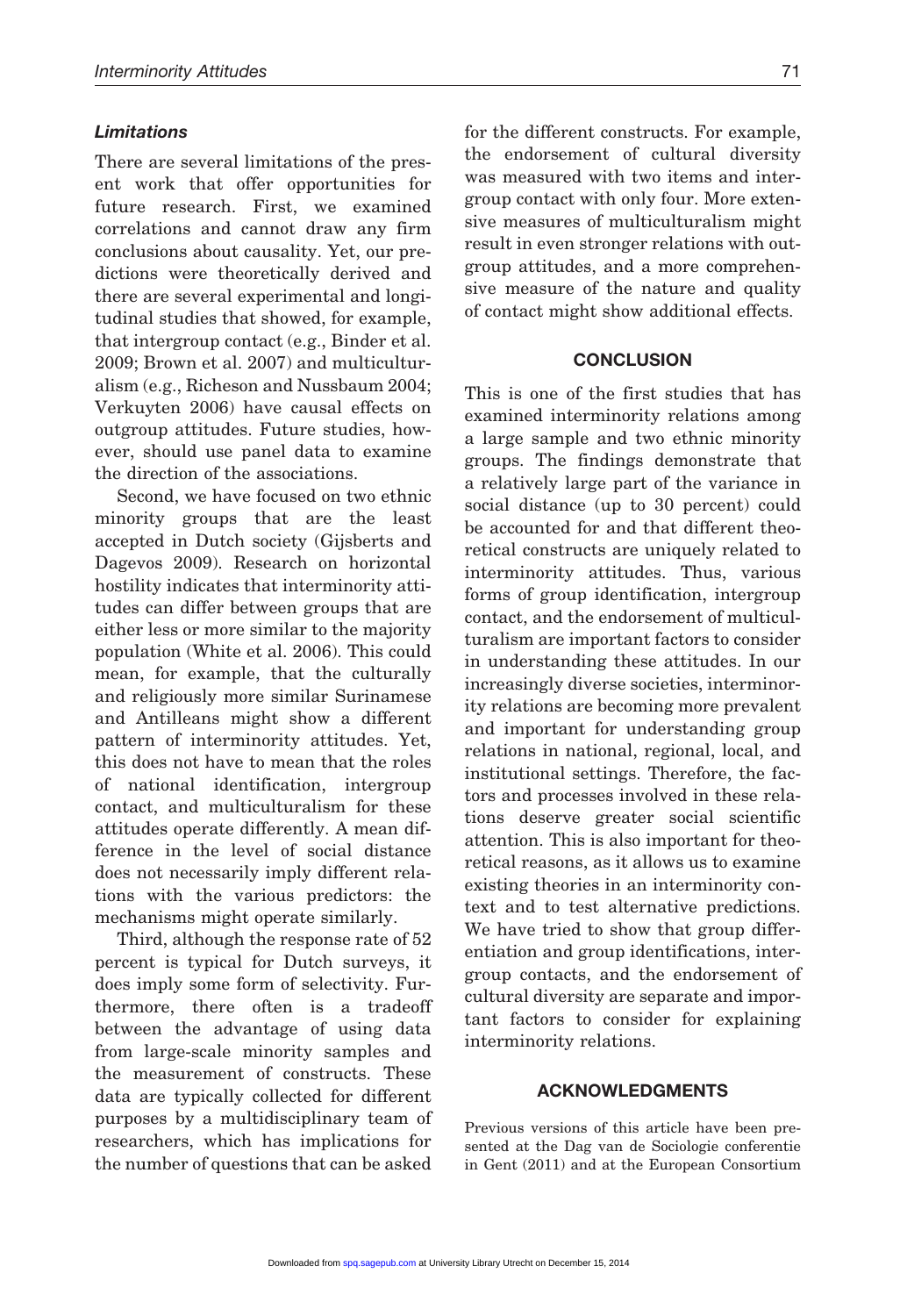### *Limitations*

There are several limitations of the present work that offer opportunities for future research. First, we examined correlations and cannot draw any firm conclusions about causality. Yet, our predictions were theoretically derived and there are several experimental and longitudinal studies that showed, for example, that intergroup contact (e.g., Binder et al. 2009; Brown et al. 2007) and multiculturalism (e.g., Richeson and Nussbaum 2004; Verkuyten 2006) have causal effects on outgroup attitudes. Future studies, however, should use panel data to examine the direction of the associations.

Second, we have focused on two ethnic minority groups that are the least accepted in Dutch society (Gijsberts and Dagevos 2009). Research on horizontal hostility indicates that interminority attitudes can differ between groups that are either less or more similar to the majority population (White et al. 2006). This could mean, for example, that the culturally and religiously more similar Surinamese and Antilleans might show a different pattern of interminority attitudes. Yet, this does not have to mean that the roles of national identification, intergroup contact, and multiculturalism for these attitudes operate differently. A mean difference in the level of social distance does not necessarily imply different relations with the various predictors: the mechanisms might operate similarly.

Third, although the response rate of 52 percent is typical for Dutch surveys, it does imply some form of selectivity. Furthermore, there often is a tradeoff between the advantage of using data from large-scale minority samples and the measurement of constructs. These data are typically collected for different purposes by a multidisciplinary team of researchers, which has implications for the number of questions that can be asked for the different constructs. For example, the endorsement of cultural diversity was measured with two items and intergroup contact with only four. More extensive measures of multiculturalism might result in even stronger relations with outgroup attitudes, and a more comprehensive measure of the nature and quality of contact might show additional effects.

## CONCLUSION

This is one of the first studies that has examined interminority relations among a large sample and two ethnic minority groups. The findings demonstrate that a relatively large part of the variance in social distance (up to 30 percent) could be accounted for and that different theoretical constructs are uniquely related to interminority attitudes. Thus, various forms of group identification, intergroup contact, and the endorsement of multiculturalism are important factors to consider in understanding these attitudes. In our increasingly diverse societies, interminority relations are becoming more prevalent and important for understanding group relations in national, regional, local, and institutional settings. Therefore, the factors and processes involved in these relations deserve greater social scientific attention. This is also important for theoretical reasons, as it allows us to examine existing theories in an interminority context and to test alternative predictions. We have tried to show that group differentiation and group identifications, intergroup contacts, and the endorsement of cultural diversity are separate and important factors to consider for explaining interminority relations.

## ACKNOWLEDGMENTS

Previous versions of this article have been presented at the Dag van de Sociologie conferentie in Gent (2011) and at the European Consortium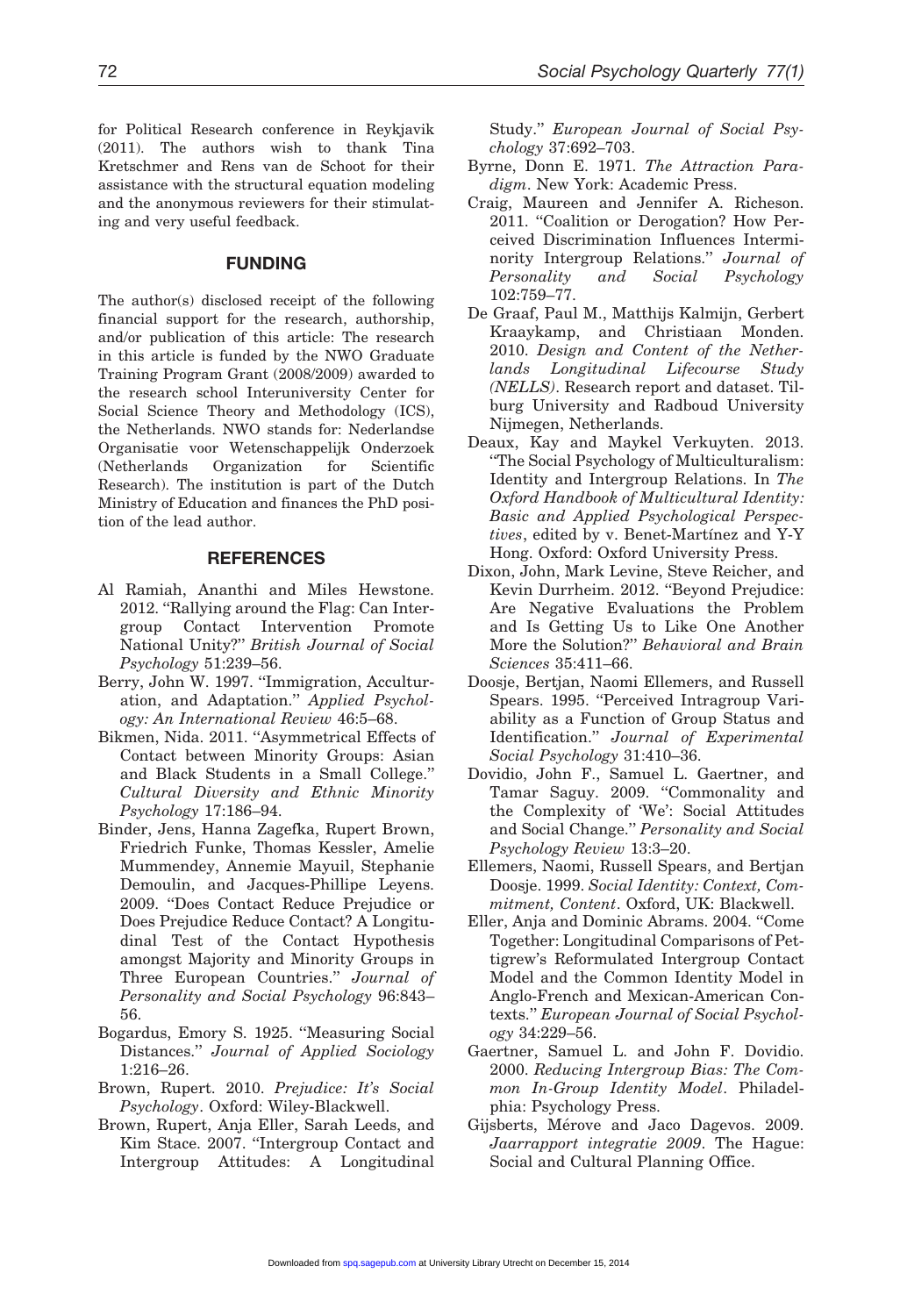for Political Research conference in Reykjavik (2011). The authors wish to thank Tina Kretschmer and Rens van de Schoot for their assistance with the structural equation modeling and the anonymous reviewers for their stimulating and very useful feedback.

## FUNDING

The author(s) disclosed receipt of the following financial support for the research, authorship, and/or publication of this article: The research in this article is funded by the NWO Graduate Training Program Grant (2008/2009) awarded to the research school Interuniversity Center for Social Science Theory and Methodology (ICS), the Netherlands. NWO stands for: Nederlandse Organisatie voor Wetenschappelijk Onderzoek (Netherlands Organization for Scientific Research). The institution is part of the Dutch Ministry of Education and finances the PhD position of the lead author.

## REFERENCES

Al Ramiah, Ananthi and Miles Hewstone. 2012. "Rallying around the Flag: Can Intergroup Contact Intervention Promote National Unity?" *British Journal of Social Psychology* 51:239–56.

Berry, John W. 1997. "Immigration, Acculturation, and Adaptation." *Applied Psychology: An International Review* 46:5–68.

Bikmen, Nida. 2011. "Asymmetrical Effects of Contact between Minority Groups: Asian and Black Students in a Small College." *Cultural Diversity and Ethnic Minority Psychology* 17:186–94.

Binder, Jens, Hanna Zagefka, Rupert Brown, Friedrich Funke, Thomas Kessler, Amelie Mummendey, Annemie Mayuil, Stephanie Demoulin, and Jacques-Phillipe Leyens. 2009. "Does Contact Reduce Prejudice or Does Prejudice Reduce Contact? A Longitudinal Test of the Contact Hypothesis amongst Majority and Minority Groups in Three European Countries." *Journal of Personality and Social Psychology* 96:843–56.

Bogardus, Emory S. 1925. "Measuring Social Distances." *Journal of Applied Sociology* 1:216–26.

Brown, Rupert. 2010. *Prejudice: It's Social Psychology*. Oxford: Wiley-Blackwell.

Brown, Rupert, Anja Eller, Sarah Leeds, and Kim Stace. 2007. "Intergroup Contact and Intergroup Attitudes: A Longitudinal Study." *European Journal of Social Psychology* 37:692–703.

Byrne, Donn E. 1971. *The Attraction Paradigm*. New York: Academic Press.

Craig, Maureen and Jennifer A. Richeson. 2011. "Coalition or Derogation? How Perceived Discrimination Influences Interminority Intergroup Relations." *Journal of Personality and Social Psychology* 102:759–77.

De Graaf, Paul M., Matthijs Kalmijn, Gerbert Kraaykamp, and Christiaan Monden. 2010. *Design and Content of the Netherlands Longitudinal Lifecourse Study (NELLS)*. Research report and dataset. Tilburg University and Radboud University Nijmegen, Netherlands.

Deaux, Kay and Maykel Verkuyten. 2013. "The Social Psychology of Multiculturalism: Identity and Intergroup Relations. In *The Oxford Handbook of Multicultural Identity: Basic and Applied Psychological Perspectives*, edited by v. Benet-Martínez and Y-Y Hong. Oxford: Oxford University Press.

Dixon, John, Mark Levine, Steve Reicher, and Kevin Durrheim. 2012. "Beyond Prejudice: Are Negative Evaluations the Problem and Is Getting Us to Like One Another More the Solution?" *Behavioral and Brain Sciences* 35:411–66.

Doosje, Bertjan, Naomi Ellemers, and Russell Spears. 1995. "Perceived Intragroup Variability as a Function of Group Status and Identification." *Journal of Experimental Social Psychology* 31:410–36.

Dovidio, John F., Samuel L. Gaertner, and Tamar Saguy. 2009. "Commonality and the Complexity of 'We': Social Attitudes and Social Change." *Personality and Social Psychology Review* 13:3–20.

Ellemers, Naomi, Russell Spears, and Bertjan Doosje. 1999. *Social Identity: Context, Commitment, Content*. Oxford, UK: Blackwell.

Eller, Anja and Dominic Abrams. 2004. "Come Together: Longitudinal Comparisons of Pettigrew's Reformulated Intergroup Contact Model and the Common Identity Model in Anglo-French and Mexican-American Contexts." *European Journal of Social Psychology* 34:229–56.

Gaertner, Samuel L. and John F. Dovidio. 2000. *Reducing Intergroup Bias: The Common In-Group Identity Model*. Philadelphia: Psychology Press.

Gijsberts, Mérove and Jaco Dagevos. 2009. *Jaarrapport integratie 2009*. The Hague: Social and Cultural Planning Office.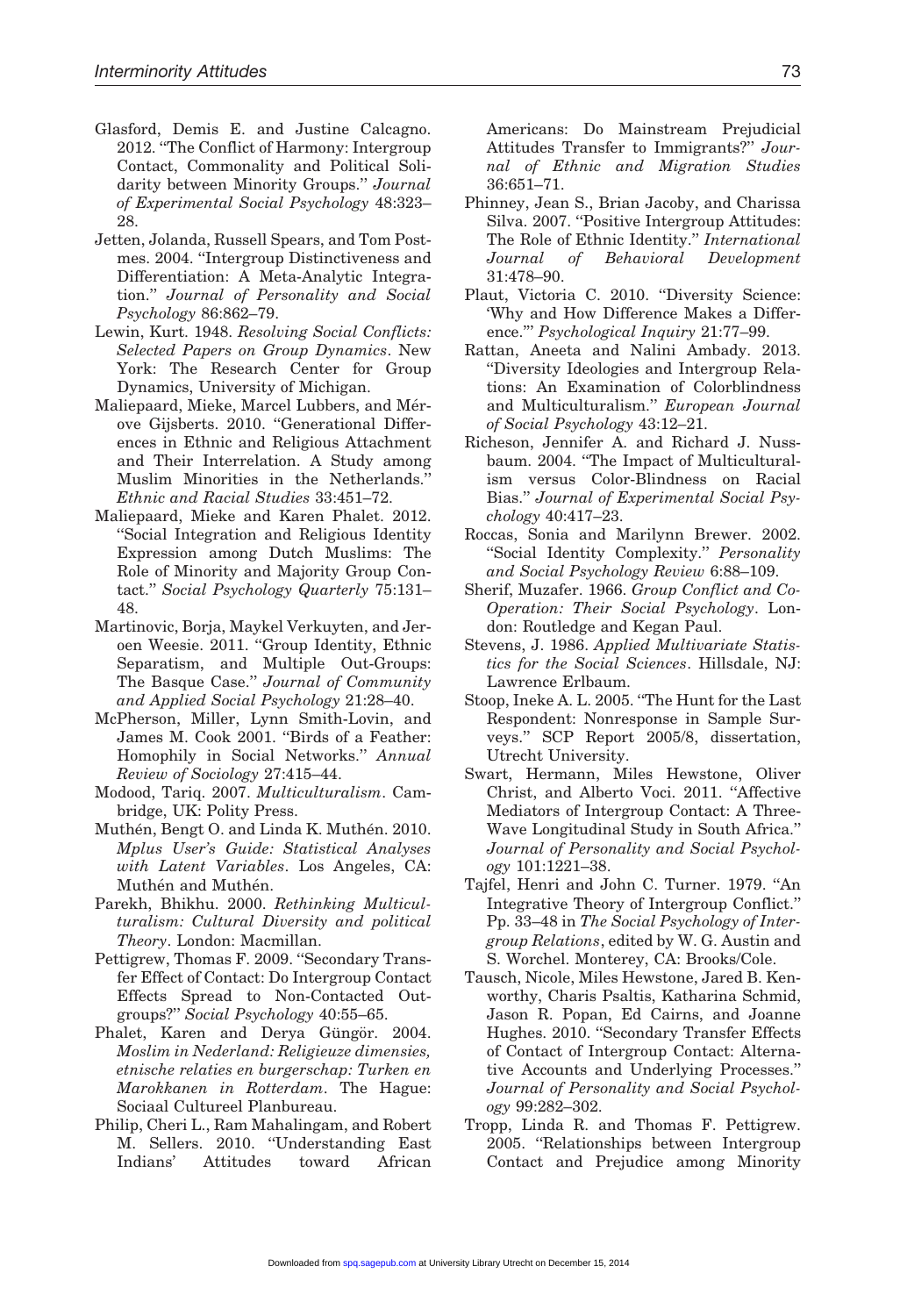Glasford, Demis E. and Justine Calcagno. 2012. "The Conflict of Harmony: Intergroup Contact, Commonality and Political Solidarity between Minority Groups." *Journal of Experimental Social Psychology* 48:323–28.

Jetten, Jolanda, Russell Spears, and Tom Postmes. 2004. "Intergroup Distinctiveness and Differentiation: A Meta-Analytic Integration." *Journal of Personality and Social Psychology* 86:862–79.

Lewin, Kurt. 1948. *Resolving Social Conflicts: Selected Papers on Group Dynamics*. New York: The Research Center for Group Dynamics, University of Michigan.

Maliepaard, Mieke, Marcel Lubbers, and Mérove Gijsberts. 2010. "Generational Differences in Ethnic and Religious Attachment and Their Interrelation. A Study among Muslim Minorities in the Netherlands." *Ethnic and Racial Studies* 33:451–72.

Maliepaard, Mieke and Karen Phalet. 2012. "Social Integration and Religious Identity Expression among Dutch Muslims: The Role of Minority and Majority Group Contact." *Social Psychology Quarterly* 75:131–48.

Martinovic, Borja, Maykel Verkuyten, and Jeroen Weesie. 2011. "Group Identity, Ethnic Separatism, and Multiple Out-Groups: The Basque Case." *Journal of Community and Applied Social Psychology* 21:28–40.

McPherson, Miller, Lynn Smith-Lovin, and James M. Cook 2001. "Birds of a Feather: Homophily in Social Networks." *Annual Review of Sociology* 27:415–44.

Modood, Tariq. 2007. *Multiculturalism*. Cambridge, UK: Polity Press.

Muthén, Bengt O. and Linda K. Muthén. 2010. *Mplus User's Guide: Statistical Analyses with Latent Variables*. Los Angeles, CA: Muthén and Muthén.

Parekh, Bhikhu. 2000. *Rethinking Multiculturalism: Cultural Diversity and political Theory*. London: Macmillan.

Pettigrew, Thomas F. 2009. "Secondary Transfer Effect of Contact: Do Intergroup Contact Effects Spread to Non-Contacted Outgroups?" *Social Psychology* 40:55–65.

Phalet, Karen and Derya Güngör. 2004. *Moslim in Nederland: Religieuze dimensies, etnische relaties en burgerschap: Turken en Marokkanen in Rotterdam*. The Hague: Sociaal Cultureel Planbureau.

Philip, Cheri L., Ram Mahalingam, and Robert M. Sellers. 2010. "Understanding East Indians' Attitudes toward African Americans: Do Mainstream Prejudicial Attitudes Transfer to Immigrants?" *Journal of Ethnic and Migration Studies* 36:651–71.

Phinney, Jean S., Brian Jacoby, and Charissa Silva. 2007. "Positive Intergroup Attitudes: The Role of Ethnic Identity." *International Journal of Behavioral Development* 31:478–90.

Plaut, Victoria C. 2010. "Diversity Science: 'Why and How Difference Makes a Difference.'" *Psychological Inquiry* 21:77–99.

Rattan, Aneeta and Nalini Ambady. 2013. "Diversity Ideologies and Intergroup Relations: An Examination of Colorblindness and Multiculturalism." *European Journal of Social Psychology* 43:12–21.

Richeson, Jennifer A. and Richard J. Nussbaum. 2004. "The Impact of Multiculturalism versus Color-Blindness on Racial Bias." *Journal of Experimental Social Psychology* 40:417–23.

Roccas, Sonia and Marilynn Brewer. 2002. "Social Identity Complexity." *Personality and Social Psychology Review* 6:88–109.

Sherif, Muzafer. 1966. *Group Conflict and Co-Operation: Their Social Psychology*. London: Routledge and Kegan Paul.

Stevens, J. 1986. *Applied Multivariate Statistics for the Social Sciences*. Hillsdale, NJ: Lawrence Erlbaum.

Stoop, Ineke A. L. 2005. "The Hunt for the Last Respondent: Nonresponse in Sample Surveys." SCP Report 2005/8, dissertation, Utrecht University.

Swart, Hermann, Miles Hewstone, Oliver Christ, and Alberto Voci. 2011. "Affective Mediators of Intergroup Contact: A Three-Wave Longitudinal Study in South Africa." *Journal of Personality and Social Psychology* 101:1221–38.

Tajfel, Henri and John C. Turner. 1979. "An Integrative Theory of Intergroup Conflict." Pp. 33–48 in *The Social Psychology of Intergroup Relations*, edited by W. G. Austin and S. Worchel. Monterey, CA: Brooks/Cole.

Tausch, Nicole, Miles Hewstone, Jared B. Kenworthy, Charis Psaltis, Katharina Schmid, Jason R. Popan, Ed Cairns, and Joanne Hughes. 2010. "Secondary Transfer Effects of Contact of Intergroup Contact: Alternative Accounts and Underlying Processes." *Journal of Personality and Social Psychology* 99:282–302.

Tropp, Linda R. and Thomas F. Pettigrew. 2005. "Relationships between Intergroup Contact and Prejudice among Minority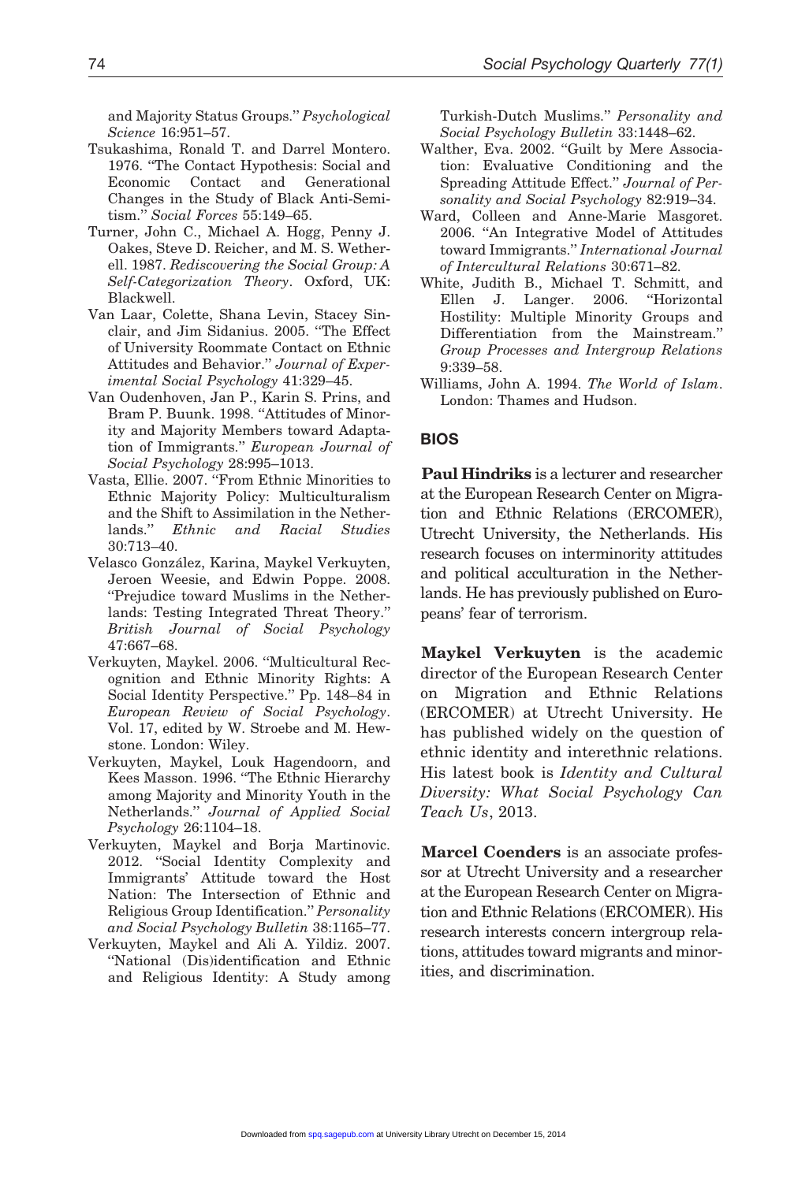and Majority Status Groups." *Psychological Science* 16:951–57.

Tsukashima, Ronald T. and Darrel Montero. 1976. "The Contact Hypothesis: Social and Economic Contact and Generational Changes in the Study of Black Anti-Semitism." *Social Forces* 55:149–65.

Turner, John C., Michael A. Hogg, Penny J. Oakes, Steve D. Reicher, and M. S. Wetherell. 1987. *Rediscovering the Social Group: A Self-Categorization Theory*. Oxford, UK: Blackwell.

Van Laar, Colette, Shana Levin, Stacey Sinclair, and Jim Sidanius. 2005. "The Effect of University Roommate Contact on Ethnic Attitudes and Behavior." *Journal of Experimental Social Psychology* 41:329–45.

Van Oudenhoven, Jan P., Karin S. Prins, and Bram P. Buunk. 1998. "Attitudes of Minority and Majority Members toward Adaptation of Immigrants." *European Journal of Social Psychology* 28:995–1013.

Vasta, Ellie. 2007. "From Ethnic Minorities to Ethnic Majority Policy: Multiculturalism and the Shift to Assimilation in the Netherlands." *Ethnic and Racial Studies* 30:713–40.

Velasco González, Karina, Maykel Verkuyten, Jeroen Weesie, and Edwin Poppe. 2008. "Prejudice toward Muslims in the Netherlands: Testing Integrated Threat Theory." *British Journal of Social Psychology* 47:667–68.

Verkuyten, Maykel. 2006. "Multicultural Recognition and Ethnic Minority Rights: A Social Identity Perspective." Pp. 148–84 in *European Review of Social Psychology*. Vol. 17, edited by W. Stroebe and M. Hewstone. London: Wiley.

Verkuyten, Maykel, Louk Hagendoorn, and Kees Masson. 1996. "The Ethnic Hierarchy among Majority and Minority Youth in the Netherlands." *Journal of Applied Social Psychology* 26:1104–18.

Verkuyten, Maykel and Borja Martinovic. 2012. "Social Identity Complexity and Immigrants' Attitude toward the Host Nation: The Intersection of Ethnic and Religious Group Identification." *Personality and Social Psychology Bulletin* 38:1165–77.

Verkuyten, Maykel and Ali A. Yildiz. 2007. "National (Dis)identification and Ethnic and Religious Identity: A Study among Turkish-Dutch Muslims." *Personality and Social Psychology Bulletin* 33:1448–62.

Walther, Eva. 2002. "Guilt by Mere Association: Evaluative Conditioning and the Spreading Attitude Effect." *Journal of Personality and Social Psychology* 82:919–34.

Ward, Colleen and Anne-Marie Masgoret. 2006. "An Integrative Model of Attitudes toward Immigrants." *International Journal of Intercultural Relations* 30:671–82.

White, Judith B., Michael T. Schmitt, and Ellen J. Langer. 2006. "Horizontal Hostility: Multiple Minority Groups and Differentiation from the Mainstream." *Group Processes and Intergroup Relations* 9:339–58.

Williams, John A. 1994. *The World of Islam*. London: Thames and Hudson.

## BIOS

**Paul Hindriks** is a lecturer and researcher at the European Research Center on Migration and Ethnic Relations (ERCOMER), Utrecht University, the Netherlands. His research focuses on interminority attitudes and political acculturation in the Netherlands. He has previously published on Europeans' fear of terrorism.

**Maykel Verkuyten** is the academic director of the European Research Center on Migration and Ethnic Relations (ERCOMER) at Utrecht University. He has published widely on the question of ethnic identity and interethnic relations. His latest book is *Identity and Cultural Diversity: What Social Psychology Can Teach Us*, 2013.

**Marcel Coenders** is an associate professor at Utrecht University and a researcher at the European Research Center on Migration and Ethnic Relations (ERCOMER). His research interests concern intergroup relations, attitudes toward migrants and minorities, and discrimination.